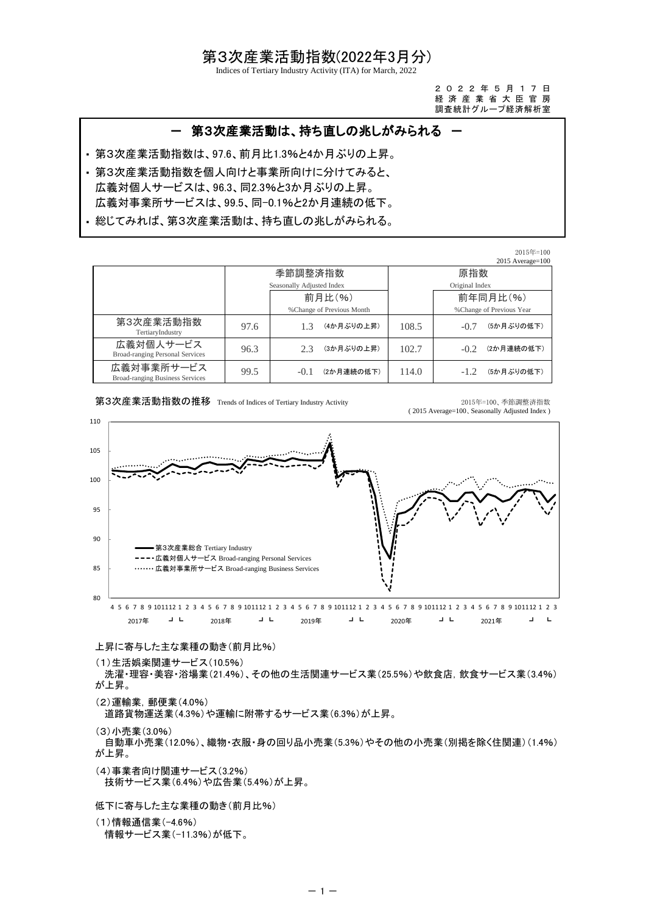# 第3次産業活動指数(2022年3月分)

Indices of Tertiary Industry Activity (ITA) for March, 2022

２０２２年５月１７日
経済産業省大臣官房
調査統計グループ経済解析室

## ー 第3次産業活動は、持ち直しの兆しがみられる ー

- 第3次産業活動指数は、97.6、前月比1.3%と4か月ぶりの上昇。
- 第3次産業活動指数を個人向けと事業所向けに分けてみると、
  広義対個人サービスは、96.3、同2.3%と3か月ぶりの上昇。
  広義対事業所サービスは、99.5、同-0.1%と2か月連続の低下。
- 総じてみれば、第3次産業活動は、持ち直しの兆しがみられる。

2015年=100
2015 Average=100

| | 季節調整済指数 Seasonally Adjusted Index | | | 原指数 Original Index | | |
|---|---|---|---|---|---|---|
| | | 前月比(%) %Change of Previous Month | | | 前年同月比(%) %Change of Previous Year | |
| 第3次産業活動指数 TertiaryIndustry | 97.6 | 1.3 | (4か月ぶりの上昇) | 108.5 | -0.7 | (5か月ぶりの低下) |
| 広義対個人サービス Broad-ranging Personal Services | 96.3 | 2.3 | (3か月ぶりの上昇) | 102.7 | -0.2 | (2か月連続の低下) |
| 広義対事業所サービス Broad-ranging Business Services | 99.5 | -0.1 | (2か月連続の低下) | 114.0 | -1.2 | (5か月ぶりの低下) |

**第3次産業活動指数の推移** Trends of Indices of Tertiary Industry Activity

2015年=100、季節調整済指数
( 2015 Average=100、Seasonally Adjusted Index )

上昇に寄与した主な業種の動き(前月比%)

(1)生活娯楽関連サービス(10.5%)
　洗濯・理容・美容・浴場業(21.4%)、その他の生活関連サービス業(25.5%)や飲食店，飲食サービス業(3.4%)が上昇。

(2)運輸業，郵便業(4.0%)
　道路貨物運送業(4.3%)や運輸に附帯するサービス業(6.3%)が上昇。

(3)小売業(3.0%)
　自動車小売業(12.0%)、織物・衣服・身の回り品小売業(5.3%)やその他の小売業(別掲を除く住関連)(1.4%)が上昇。

(4)事業者向け関連サービス(3.2%)
　技術サービス業(6.4%)や広告業(5.4%)が上昇。

低下に寄与した主な業種の動き(前月比%)

(1)情報通信業(-4.6%)
　情報サービス業(-11.3%)が低下。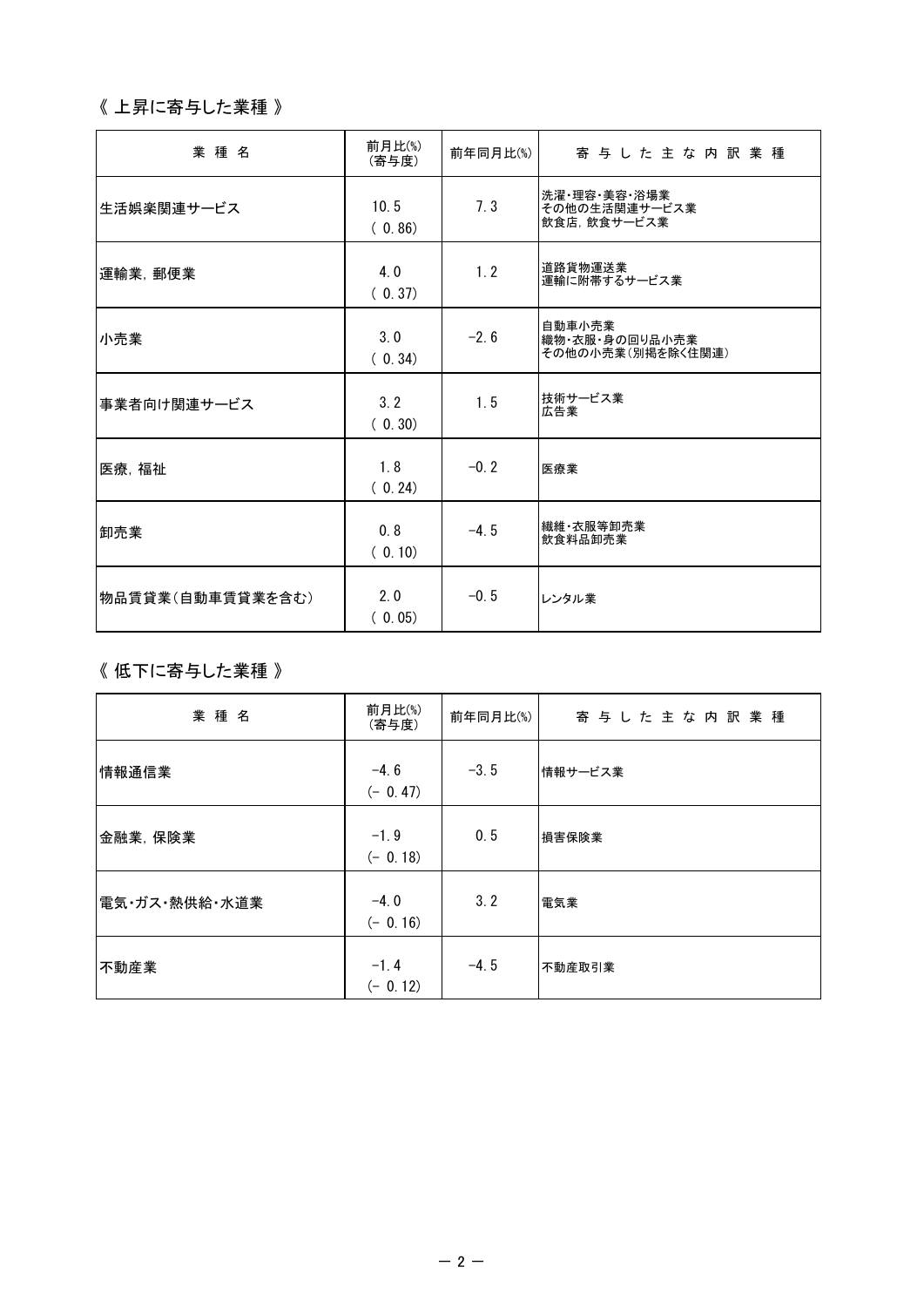《 上昇に寄与した業種 》

| 業 種 名 | 前月比(%)<br>(寄与度) | 前年同月比(%) | 寄 与 し た 主 な 内 訳 業 種 |
|---|---|---|---|
| 生活娯楽関連サービス | 10.5<br>( 0.86) | 7.3 | 洗濯・理容・美容・浴場業<br>その他の生活関連サービス業<br>飲食店，飲食サービス業 |
| 運輸業，郵便業 | 4.0<br>( 0.37) | 1.2 | 道路貨物運送業<br>運輸に附帯するサービス業 |
| 小売業 | 3.0<br>( 0.34) | -2.6 | 自動車小売業<br>織物・衣服・身の回り品小売業<br>その他の小売業(別掲を除く住関連) |
| 事業者向け関連サービス | 3.2<br>( 0.30) | 1.5 | 技術サービス業<br>広告業 |
| 医療，福祉 | 1.8<br>( 0.24) | -0.2 | 医療業 |
| 卸売業 | 0.8<br>( 0.10) | -4.5 | 繊維・衣服等卸売業<br>飲食料品卸売業 |
| 物品賃貸業(自動車賃貸業を含む) | 2.0<br>( 0.05) | -0.5 | レンタル業 |

《 低下に寄与した業種 》

| 業 種 名 | 前月比(%)<br>(寄与度) | 前年同月比(%) | 寄 与 し た 主 な 内 訳 業 種 |
|---|---|---|---|
| 情報通信業 | -4.6<br>(- 0.47) | -3.5 | 情報サービス業 |
| 金融業，保険業 | -1.9<br>(- 0.18) | 0.5 | 損害保険業 |
| 電気・ガス・熱供給・水道業 | -4.0<br>(- 0.16) | 3.2 | 電気業 |
| 不動産業 | -1.4<br>(- 0.12) | -4.5 | 不動産取引業 |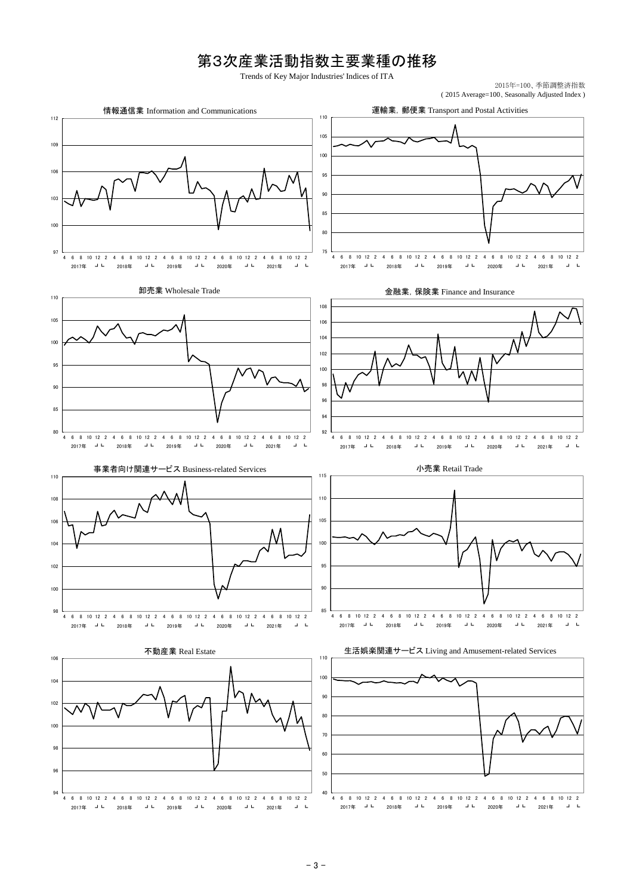# 第3次産業活動指数主要業種の推移

Trends of Key Major Industries' Indices of ITA

2015年=100、季節調整済指数
( 2015 Average=100、Seasonally Adjusted Index )

情報通信業 Information and Communications

運輸業，郵便業 Transport and Postal Activities

卸売業 Wholesale Trade

金融業，保険業 Finance and Insurance

事業者向け関連サービス Business-related Services

小売業 Retail Trade

不動産業 Real Estate

生活娯楽関連サービス Living and Amusement-related Services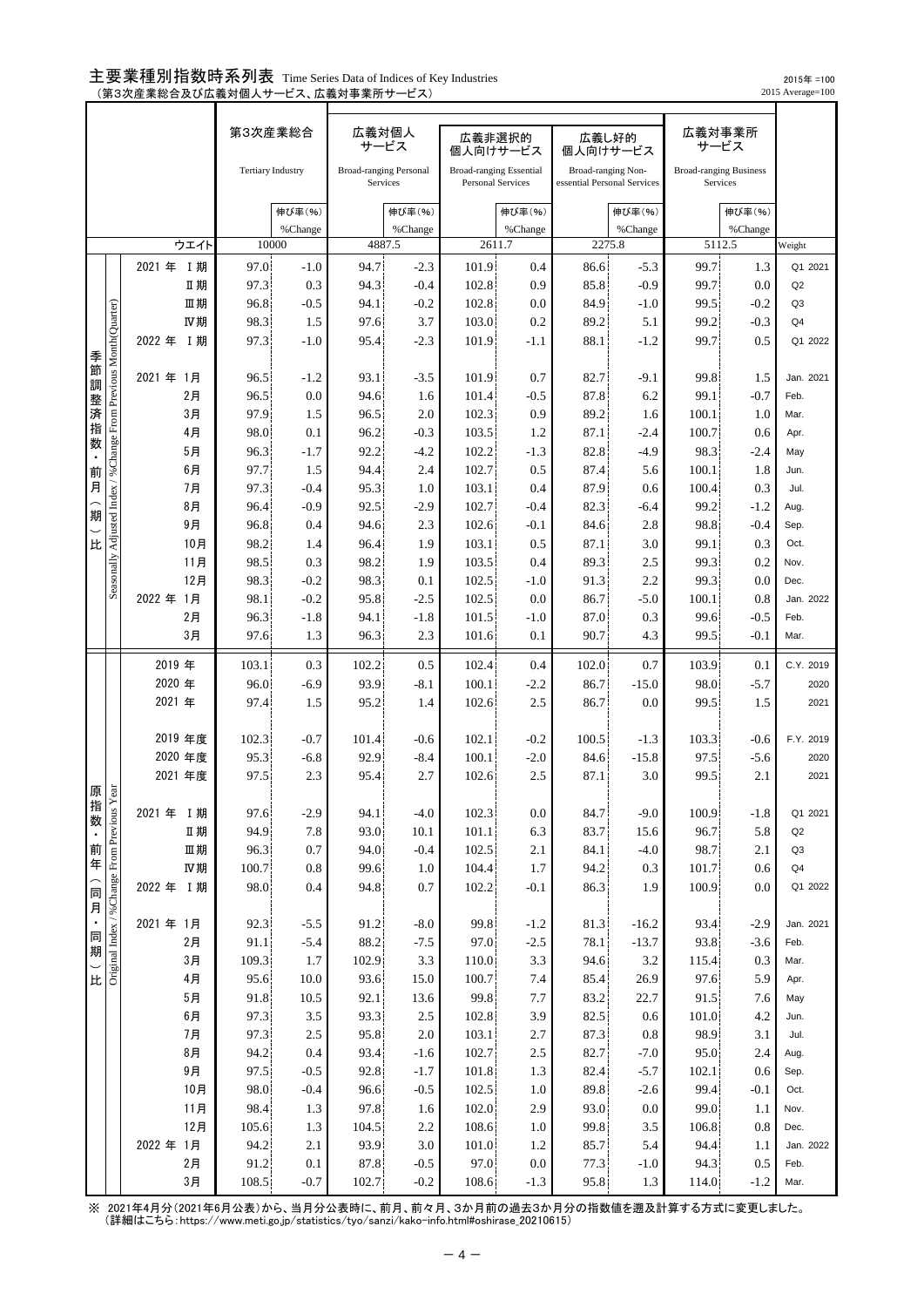# 主要業種別指数時系列表 Time Series Data of Indices of Key Industries

（第3次産業総合及び広義対個人サービス、広義対事業所サービス）

2015年 =100
2015 Average=100

| | | 第3次産業総合 Tertiary Industry | | 広義対個人サービス Broad-ranging Personal Services | | 広義非選択的個人向けサービス Broad-ranging Essential Personal Services | | 広義し好的個人向けサービス Broad-ranging Non-essential Personal Services | | 広義対事業所サービス Broad-ranging Business Services | | |
|---|---|---|---|---|---|---|---|---|---|---|---|---|
| | | | 伸び率(%) %Change | | 伸び率(%) %Change | | 伸び率(%) %Change | | 伸び率(%) %Change | | 伸び率(%) %Change | |
| | ウエイト | 10000 | | 4887.5 | | 2611.7 | | 2275.8 | | 5112.5 | | Weight |
| 季節調整済指数・前月（期）比 Seasonally Adjusted Index / %Change From Previous Month(Quarter) | 2021 年 Ⅰ期 | 97.0 | -1.0 | 94.7 | -2.3 | 101.9 | 0.4 | 86.6 | -5.3 | 99.7 | 1.3 | Q1 2021 |
| | Ⅱ期 | 97.3 | 0.3 | 94.3 | -0.4 | 102.8 | 0.9 | 85.8 | -0.9 | 99.7 | 0.0 | Q2 |
| | Ⅲ期 | 96.8 | -0.5 | 94.1 | -0.2 | 102.8 | 0.0 | 84.9 | -1.0 | 99.5 | -0.2 | Q3 |
| | Ⅳ期 | 98.3 | 1.5 | 97.6 | 3.7 | 103.0 | 0.2 | 89.2 | 5.1 | 99.2 | -0.3 | Q4 |
| | 2022 年 Ⅰ期 | 97.3 | -1.0 | 95.4 | -2.3 | 101.9 | -1.1 | 88.1 | -1.2 | 99.7 | 0.5 | Q1 2022 |
| | 2021 年 1月 | 96.5 | -1.2 | 93.1 | -3.5 | 101.9 | 0.7 | 82.7 | -9.1 | 99.8 | 1.5 | Jan. 2021 |
| | 2月 | 96.5 | 0.0 | 94.6 | 1.6 | 101.4 | -0.5 | 87.8 | 6.2 | 99.1 | -0.7 | Feb. |
| | 3月 | 97.9 | 1.5 | 96.5 | 2.0 | 102.3 | 0.9 | 89.2 | 1.6 | 100.1 | 1.0 | Mar. |
| | 4月 | 98.0 | 0.1 | 96.2 | -0.3 | 103.5 | 1.2 | 87.1 | -2.4 | 100.7 | 0.6 | Apr. |
| | 5月 | 96.3 | -1.7 | 92.2 | -4.2 | 102.2 | -1.3 | 82.8 | -4.9 | 98.3 | -2.4 | May |
| | 6月 | 97.7 | 1.5 | 94.4 | 2.4 | 102.7 | 0.5 | 87.4 | 5.6 | 100.1 | 1.8 | Jun. |
| | 7月 | 97.3 | -0.4 | 95.3 | 1.0 | 103.1 | 0.4 | 87.9 | 0.6 | 100.4 | 0.3 | Jul. |
| | 8月 | 96.4 | -0.9 | 92.5 | -2.9 | 102.7 | -0.4 | 82.3 | -6.4 | 99.2 | -1.2 | Aug. |
| | 9月 | 96.8 | 0.4 | 94.6 | 2.3 | 102.6 | -0.1 | 84.6 | 2.8 | 98.8 | -0.4 | Sep. |
| | 10月 | 98.2 | 1.4 | 96.4 | 1.9 | 103.1 | 0.5 | 87.1 | 3.0 | 99.1 | 0.3 | Oct. |
| | 11月 | 98.5 | 0.3 | 98.2 | 1.9 | 103.5 | 0.4 | 89.3 | 2.5 | 99.3 | 0.2 | Nov. |
| | 12月 | 98.3 | -0.2 | 98.3 | 0.1 | 102.5 | -1.0 | 91.3 | 2.2 | 99.3 | 0.0 | Dec. |
| | 2022 年 1月 | 98.1 | -0.2 | 95.8 | -2.5 | 102.5 | 0.0 | 86.7 | -5.0 | 100.1 | 0.8 | Jan. 2022 |
| | 2月 | 96.3 | -1.8 | 94.1 | -1.8 | 101.5 | -1.0 | 87.0 | 0.3 | 99.6 | -0.5 | Feb. |
| | 3月 | 97.6 | 1.3 | 96.3 | 2.3 | 101.6 | 0.1 | 90.7 | 4.3 | 99.5 | -0.1 | Mar. |
| 原指数・前年（同月・同期）比 Original Index / %Change From Previous Year | 2019 年 | 103.1 | 0.3 | 102.2 | 0.5 | 102.4 | 0.4 | 102.0 | 0.7 | 103.9 | 0.1 | C.Y. 2019 |
| | 2020 年 | 96.0 | -6.9 | 93.9 | -8.1 | 100.1 | -2.2 | 86.7 | -15.0 | 98.0 | -5.7 | 2020 |
| | 2021 年 | 97.4 | 1.5 | 95.2 | 1.4 | 102.6 | 2.5 | 86.7 | 0.0 | 99.5 | 1.5 | 2021 |
| | 2019 年度 | 102.3 | -0.7 | 101.4 | -0.6 | 102.1 | -0.2 | 100.5 | -1.3 | 103.3 | -0.6 | F.Y. 2019 |
| | 2020 年度 | 95.3 | -6.8 | 92.9 | -8.4 | 100.1 | -2.0 | 84.6 | -15.8 | 97.5 | -5.6 | 2020 |
| | 2021 年度 | 97.5 | 2.3 | 95.4 | 2.7 | 102.6 | 2.5 | 87.1 | 3.0 | 99.5 | 2.1 | 2021 |
| | 2021 年 Ⅰ期 | 97.6 | -2.9 | 94.1 | -4.0 | 102.3 | 0.0 | 84.7 | -9.0 | 100.9 | -1.8 | Q1 2021 |
| | Ⅱ期 | 94.9 | 7.8 | 93.0 | 10.1 | 101.1 | 6.3 | 83.7 | 15.6 | 96.7 | 5.8 | Q2 |
| | Ⅲ期 | 96.3 | 0.7 | 94.0 | -0.4 | 102.5 | 2.1 | 84.1 | -4.0 | 98.7 | 2.1 | Q3 |
| | Ⅳ期 | 100.7 | 0.8 | 99.6 | 1.0 | 104.4 | 1.7 | 94.2 | 0.3 | 101.7 | 0.6 | Q4 |
| | 2022 年 Ⅰ期 | 98.0 | 0.4 | 94.8 | 0.7 | 102.2 | -0.1 | 86.3 | 1.9 | 100.9 | 0.0 | Q1 2022 |
| | 2021 年 1月 | 92.3 | -5.5 | 91.2 | -8.0 | 99.8 | -1.2 | 81.3 | -16.2 | 93.4 | -2.9 | Jan. 2021 |
| | 2月 | 91.1 | -5.4 | 88.2 | -7.5 | 97.0 | -2.5 | 78.1 | -13.7 | 93.8 | -3.6 | Feb. |
| | 3月 | 109.3 | 1.7 | 102.9 | 3.3 | 110.0 | 3.3 | 94.6 | 3.2 | 115.4 | 0.3 | Mar. |
| | 4月 | 95.6 | 10.0 | 93.6 | 15.0 | 100.7 | 7.4 | 85.4 | 26.9 | 97.6 | 5.9 | Apr. |
| | 5月 | 91.8 | 10.5 | 92.1 | 13.6 | 99.8 | 7.7 | 83.2 | 22.7 | 91.5 | 7.6 | May |
| | 6月 | 97.3 | 3.5 | 93.3 | 2.5 | 102.8 | 3.9 | 82.5 | 0.6 | 101.0 | 4.2 | Jun. |
| | 7月 | 97.3 | 2.5 | 95.8 | 2.0 | 103.1 | 2.7 | 87.3 | 0.8 | 98.9 | 3.1 | Jul. |
| | 8月 | 94.2 | 0.4 | 93.4 | -1.6 | 102.7 | 2.5 | 82.7 | -7.0 | 95.0 | 2.4 | Aug. |
| | 9月 | 97.5 | -0.5 | 92.8 | -1.7 | 101.8 | 1.3 | 82.4 | -5.7 | 102.1 | 0.6 | Sep. |
| | 10月 | 98.0 | -0.4 | 96.6 | -0.5 | 102.5 | 1.0 | 89.8 | -2.6 | 99.4 | -0.1 | Oct. |
| | 11月 | 98.4 | 1.3 | 97.8 | 1.6 | 102.0 | 2.9 | 93.0 | 0.0 | 99.0 | 1.1 | Nov. |
| | 12月 | 105.6 | 1.3 | 104.5 | 2.2 | 108.6 | 1.0 | 99.8 | 3.5 | 106.8 | 0.8 | Dec. |
| | 2022 年 1月 | 94.2 | 2.1 | 93.9 | 3.0 | 101.0 | 1.2 | 85.7 | 5.4 | 94.4 | 1.1 | Jan. 2022 |
| | 2月 | 91.2 | 0.1 | 87.8 | -0.5 | 97.0 | 0.0 | 77.3 | -1.0 | 94.3 | 0.5 | Feb. |
| | 3月 | 108.5 | -0.7 | 102.7 | -0.2 | 108.6 | -1.3 | 95.8 | 1.3 | 114.0 | -1.2 | Mar. |

※ 2021年4月分（2021年6月公表）から、当月分公表時に、前月、前々月、3か月前の過去3か月分の指数値を遡及計算する方式に変更しました。
（詳細はこちら：https://www.meti.go.jp/statistics/tyo/sanzi/kako-info.html#oshirase_20210615）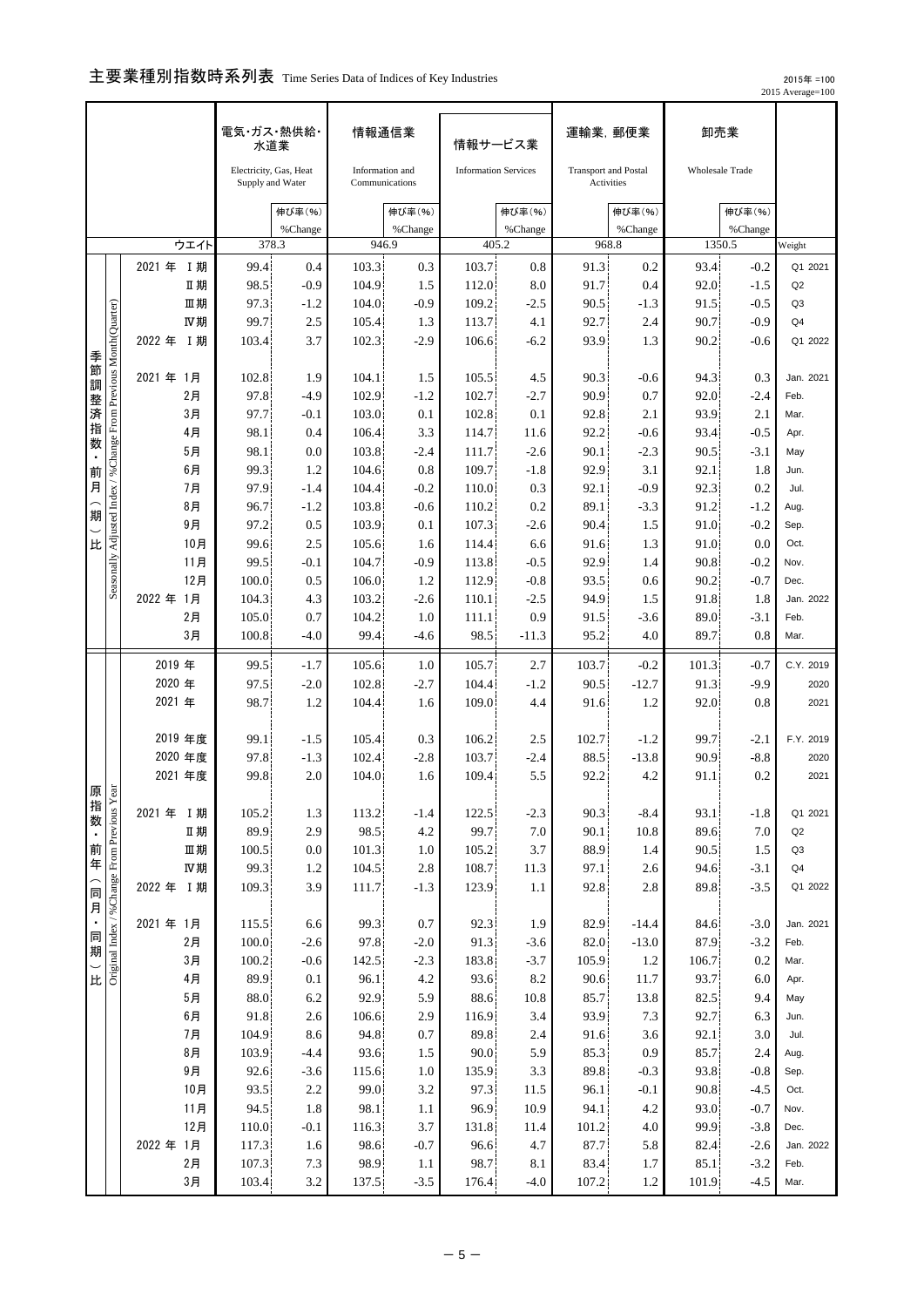# 主要業種別指数時系列表 Time Series Data of Indices of Key Industries

2015年 =100
2015 Average=100

| | | 電気・ガス・熱供給・水道業 Electricity, Gas, Heat Supply and Water | | 情報通信業 Information and Communications | | 情報サービス業 Information Services | | 運輸業，郵便業 Transport and Postal Activities | | 卸売業 Wholesale Trade | | |
|---|---|---|---|---|---|---|---|---|---|---|---|---|
| | | | 伸び率(%) %Change | | 伸び率(%) %Change | | 伸び率(%) %Change | | 伸び率(%) %Change | | 伸び率(%) %Change | |
| | ウエイト | 378.3 | | 946.9 | | 405.2 | | 968.8 | | 1350.5 | | Weight |
| 季節調整済指数・前月（期）比 Seasonally Adjusted Index / %Change From Previous Month(Quarter) | 2021 年 Ⅰ期 | 99.4 | 0.4 | 103.3 | 0.3 | 103.7 | 0.8 | 91.3 | 0.2 | 93.4 | -0.2 | Q1 2021 |
| | Ⅱ期 | 98.5 | -0.9 | 104.9 | 1.5 | 112.0 | 8.0 | 91.7 | 0.4 | 92.0 | -1.5 | Q2 |
| | Ⅲ期 | 97.3 | -1.2 | 104.0 | -0.9 | 109.2 | -2.5 | 90.5 | -1.3 | 91.5 | -0.5 | Q3 |
| | Ⅳ期 | 99.7 | 2.5 | 105.4 | 1.3 | 113.7 | 4.1 | 92.7 | 2.4 | 90.7 | -0.9 | Q4 |
| | 2022 年 Ⅰ期 | 103.4 | 3.7 | 102.3 | -2.9 | 106.6 | -6.2 | 93.9 | 1.3 | 90.2 | -0.6 | Q1 2022 |
| | 2021 年 1月 | 102.8 | 1.9 | 104.1 | 1.5 | 105.5 | 4.5 | 90.3 | -0.6 | 94.3 | 0.3 | Jan. 2021 |
| | 2月 | 97.8 | -4.9 | 102.9 | -1.2 | 102.7 | -2.7 | 90.9 | 0.7 | 92.0 | -2.4 | Feb. |
| | 3月 | 97.7 | -0.1 | 103.0 | 0.1 | 102.8 | 0.1 | 92.8 | 2.1 | 93.9 | 2.1 | Mar. |
| | 4月 | 98.1 | 0.4 | 106.4 | 3.3 | 114.7 | 11.6 | 92.2 | -0.6 | 93.4 | -0.5 | Apr. |
| | 5月 | 98.1 | 0.0 | 103.8 | -2.4 | 111.7 | -2.6 | 90.1 | -2.3 | 90.5 | -3.1 | May |
| | 6月 | 99.3 | 1.2 | 104.6 | 0.8 | 109.7 | -1.8 | 92.9 | 3.1 | 92.1 | 1.8 | Jun. |
| | 7月 | 97.9 | -1.4 | 104.4 | -0.2 | 110.0 | 0.3 | 92.1 | -0.9 | 92.3 | 0.2 | Jul. |
| | 8月 | 96.7 | -1.2 | 103.8 | -0.6 | 110.2 | 0.2 | 89.1 | -3.3 | 91.2 | -1.2 | Aug. |
| | 9月 | 97.2 | 0.5 | 103.9 | 0.1 | 107.3 | -2.6 | 90.4 | 1.5 | 91.0 | -0.2 | Sep. |
| | 10月 | 99.6 | 2.5 | 105.6 | 1.6 | 114.4 | 6.6 | 91.6 | 1.3 | 91.0 | 0.0 | Oct. |
| | 11月 | 99.5 | -0.1 | 104.7 | -0.9 | 113.8 | -0.5 | 92.9 | 1.4 | 90.8 | -0.2 | Nov. |
| | 12月 | 100.0 | 0.5 | 106.0 | 1.2 | 112.9 | -0.8 | 93.5 | 0.6 | 90.2 | -0.7 | Dec. |
| | 2022 年 1月 | 104.3 | 4.3 | 103.2 | -2.6 | 110.1 | -2.5 | 94.9 | 1.5 | 91.8 | 1.8 | Jan. 2022 |
| | 2月 | 105.0 | 0.7 | 104.2 | 1.0 | 111.1 | 0.9 | 91.5 | -3.6 | 89.0 | -3.1 | Feb. |
| | 3月 | 100.8 | -4.0 | 99.4 | -4.6 | 98.5 | -11.3 | 95.2 | 4.0 | 89.7 | 0.8 | Mar. |
| 原指数・前年（同月・同期）比 Original Index / %Change From Previous Year | 2019 年 | 99.5 | -1.7 | 105.6 | 1.0 | 105.7 | 2.7 | 103.7 | -0.2 | 101.3 | -0.7 | C.Y. 2019 |
| | 2020 年 | 97.5 | -2.0 | 102.8 | -2.7 | 104.4 | -1.2 | 90.5 | -12.7 | 91.3 | -9.9 | 2020 |
| | 2021 年 | 98.7 | 1.2 | 104.4 | 1.6 | 109.0 | 4.4 | 91.6 | 1.2 | 92.0 | 0.8 | 2021 |
| | 2019 年度 | 99.1 | -1.5 | 105.4 | 0.3 | 106.2 | 2.5 | 102.7 | -1.2 | 99.7 | -2.1 | F.Y. 2019 |
| | 2020 年度 | 97.8 | -1.3 | 102.4 | -2.8 | 103.7 | -2.4 | 88.5 | -13.8 | 90.9 | -8.8 | 2020 |
| | 2021 年度 | 99.8 | 2.0 | 104.0 | 1.6 | 109.4 | 5.5 | 92.2 | 4.2 | 91.1 | 0.2 | 2021 |
| | 2021 年 Ⅰ期 | 105.2 | 1.3 | 113.2 | -1.4 | 122.5 | -2.3 | 90.3 | -8.4 | 93.1 | -1.8 | Q1 2021 |
| | Ⅱ期 | 89.9 | 2.9 | 98.5 | 4.2 | 99.7 | 7.0 | 90.1 | 10.8 | 89.6 | 7.0 | Q2 |
| | Ⅲ期 | 100.5 | 0.0 | 101.3 | 1.0 | 105.2 | 3.7 | 88.9 | 1.4 | 90.5 | 1.5 | Q3 |
| | Ⅳ期 | 99.3 | 1.2 | 104.5 | 2.8 | 108.7 | 11.3 | 97.1 | 2.6 | 94.6 | -3.1 | Q4 |
| | 2022 年 Ⅰ期 | 109.3 | 3.9 | 111.7 | -1.3 | 123.9 | 1.1 | 92.8 | 2.8 | 89.8 | -3.5 | Q1 2022 |
| | 2021 年 1月 | 115.5 | 6.6 | 99.3 | 0.7 | 92.3 | 1.9 | 82.9 | -14.4 | 84.6 | -3.0 | Jan. 2021 |
| | 2月 | 100.0 | -2.6 | 97.8 | -2.0 | 91.3 | -3.6 | 82.0 | -13.0 | 87.9 | -3.2 | Feb. |
| | 3月 | 100.2 | -0.6 | 142.5 | -2.3 | 183.8 | -3.7 | 105.9 | 1.2 | 106.7 | 0.2 | Mar. |
| | 4月 | 89.9 | 0.1 | 96.1 | 4.2 | 93.6 | 8.2 | 90.6 | 11.7 | 93.7 | 6.0 | Apr. |
| | 5月 | 88.0 | 6.2 | 92.9 | 5.9 | 88.6 | 10.8 | 85.7 | 13.8 | 82.5 | 9.4 | May |
| | 6月 | 91.8 | 2.6 | 106.6 | 2.9 | 116.9 | 3.4 | 93.9 | 7.3 | 92.7 | 6.3 | Jun. |
| | 7月 | 104.9 | 8.6 | 94.8 | 0.7 | 89.8 | 2.4 | 91.6 | 3.6 | 92.1 | 3.0 | Jul. |
| | 8月 | 103.9 | -4.4 | 93.6 | 1.5 | 90.0 | 5.9 | 85.3 | 0.9 | 85.7 | 2.4 | Aug. |
| | 9月 | 92.6 | -3.6 | 115.6 | 1.0 | 135.9 | 3.3 | 89.8 | -0.3 | 93.8 | -0.8 | Sep. |
| | 10月 | 93.5 | 2.2 | 99.0 | 3.2 | 97.3 | 11.5 | 96.1 | -0.1 | 90.8 | -4.5 | Oct. |
| | 11月 | 94.5 | 1.8 | 98.1 | 1.1 | 96.9 | 10.9 | 94.1 | 4.2 | 93.0 | -0.7 | Nov. |
| | 12月 | 110.0 | -0.1 | 116.3 | 3.7 | 131.8 | 11.4 | 101.2 | 4.0 | 99.9 | -3.8 | Dec. |
| | 2022 年 1月 | 117.3 | 1.6 | 98.6 | -0.7 | 96.6 | 4.7 | 87.7 | 5.8 | 82.4 | -2.6 | Jan. 2022 |
| | 2月 | 107.3 | 7.3 | 98.9 | 1.1 | 98.7 | 8.1 | 83.4 | 1.7 | 85.1 | -3.2 | Feb. |
| | 3月 | 103.4 | 3.2 | 137.5 | -3.5 | 176.4 | -4.0 | 107.2 | 1.2 | 101.9 | -4.5 | Mar. |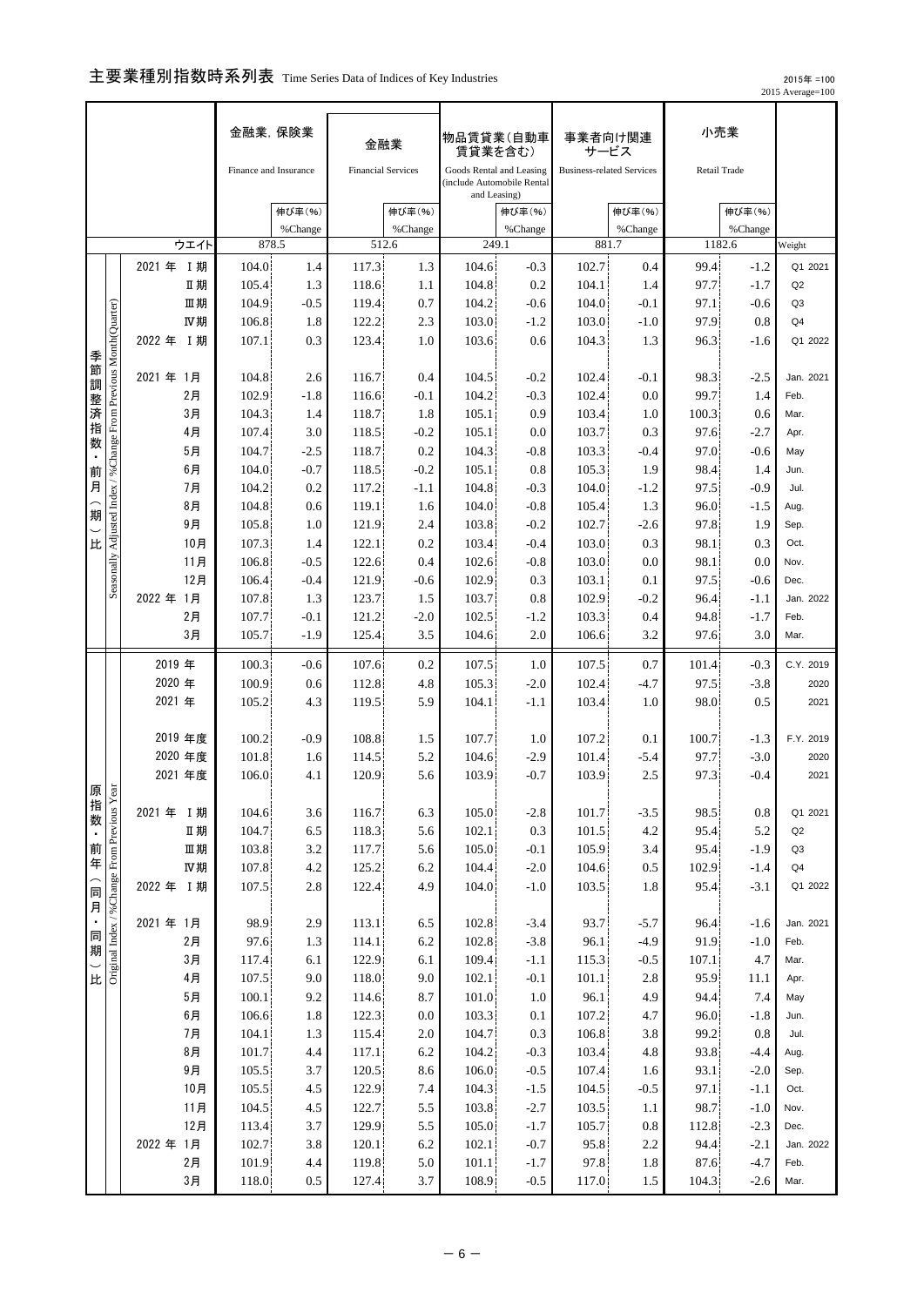## 主要業種別指数時系列表 Time Series Data of Indices of Key Industries

2015年 =100
2015 Average=100

| | | 金融業，保険業 Finance and Insurance | | 金融業 Financial Services | | 物品賃貸業（自動車賃貸業を含む） Goods Rental and Leasing (include Automobile Rental and Leasing) | | 事業者向け関連サービス Business-related Services | | 小売業 Retail Trade | | |
|---|---|---|---|---|---|---|---|---|---|---|---|---|
| | | | 伸び率（%） %Change | | 伸び率（%） %Change | | 伸び率（%） %Change | | 伸び率（%） %Change | | 伸び率（%） %Change | |
| | ウエイト | 878.5 | | 512.6 | | 249.1 | | 881.7 | | 1182.6 | | Weight |
| 季節調整済指数・前月（期）比 Seasonally Adjusted Index / %Change From Previous Month(Quarter) | 2021 年 Ⅰ期 | 104.0 | 1.4 | 117.3 | 1.3 | 104.6 | -0.3 | 102.7 | 0.4 | 99.4 | -1.2 | Q1 2021 |
| | Ⅱ期 | 105.4 | 1.3 | 118.6 | 1.1 | 104.8 | 0.2 | 104.1 | 1.4 | 97.7 | -1.7 | Q2 |
| | Ⅲ期 | 104.9 | -0.5 | 119.4 | 0.7 | 104.2 | -0.6 | 104.0 | -0.1 | 97.1 | -0.6 | Q3 |
| | Ⅳ期 | 106.8 | 1.8 | 122.2 | 2.3 | 103.0 | -1.2 | 103.0 | -1.0 | 97.9 | 0.8 | Q4 |
| | 2022 年 Ⅰ期 | 107.1 | 0.3 | 123.4 | 1.0 | 103.6 | 0.6 | 104.3 | 1.3 | 96.3 | -1.6 | Q1 2022 |
| | 2021 年 1月 | 104.8 | 2.6 | 116.7 | 0.4 | 104.5 | -0.2 | 102.4 | -0.1 | 98.3 | -2.5 | Jan. 2021 |
| | 2月 | 102.9 | -1.8 | 116.6 | -0.1 | 104.2 | -0.3 | 102.4 | 0.0 | 99.7 | 1.4 | Feb. |
| | 3月 | 104.3 | 1.4 | 118.7 | 1.8 | 105.1 | 0.9 | 103.4 | 1.0 | 100.3 | 0.6 | Mar. |
| | 4月 | 107.4 | 3.0 | 118.5 | -0.2 | 105.1 | 0.0 | 103.7 | 0.3 | 97.6 | -2.7 | Apr. |
| | 5月 | 104.7 | -2.5 | 118.7 | 0.2 | 104.3 | -0.8 | 103.3 | -0.4 | 97.0 | -0.6 | May |
| | 6月 | 104.0 | -0.7 | 118.5 | -0.2 | 105.1 | 0.8 | 105.3 | 1.9 | 98.4 | 1.4 | Jun. |
| | 7月 | 104.2 | 0.2 | 117.2 | -1.1 | 104.8 | -0.3 | 104.0 | -1.2 | 97.5 | -0.9 | Jul. |
| | 8月 | 104.8 | 0.6 | 119.1 | 1.6 | 104.0 | -0.8 | 105.4 | 1.3 | 96.0 | -1.5 | Aug. |
| | 9月 | 105.8 | 1.0 | 121.9 | 2.4 | 103.8 | -0.2 | 102.7 | -2.6 | 97.8 | 1.9 | Sep. |
| | 10月 | 107.3 | 1.4 | 122.1 | 0.2 | 103.4 | -0.4 | 103.0 | 0.3 | 98.1 | 0.3 | Oct. |
| | 11月 | 106.8 | -0.5 | 122.6 | 0.4 | 102.6 | -0.8 | 103.0 | 0.0 | 98.1 | 0.0 | Nov. |
| | 12月 | 106.4 | -0.4 | 121.9 | -0.6 | 102.9 | 0.3 | 103.1 | 0.1 | 97.5 | -0.6 | Dec. |
| | 2022 年 1月 | 107.8 | 1.3 | 123.7 | 1.5 | 103.7 | 0.8 | 102.9 | -0.2 | 96.4 | -1.1 | Jan. 2022 |
| | 2月 | 107.7 | -0.1 | 121.2 | -2.0 | 102.5 | -1.2 | 103.3 | 0.4 | 94.8 | -1.7 | Feb. |
| | 3月 | 105.7 | -1.9 | 125.4 | 3.5 | 104.6 | 2.0 | 106.6 | 3.2 | 97.6 | 3.0 | Mar. |
| 原指数・前年（同月・同期）比 Original Index / %Change From Previous Year | 2019 年 | 100.3 | -0.6 | 107.6 | 0.2 | 107.5 | 1.0 | 107.5 | 0.7 | 101.4 | -0.3 | C.Y. 2019 |
| | 2020 年 | 100.9 | 0.6 | 112.8 | 4.8 | 105.3 | -2.0 | 102.4 | -4.7 | 97.5 | -3.8 | 2020 |
| | 2021 年 | 105.2 | 4.3 | 119.5 | 5.9 | 104.1 | -1.1 | 103.4 | 1.0 | 98.0 | 0.5 | 2021 |
| | 2019 年度 | 100.2 | -0.9 | 108.8 | 1.5 | 107.7 | 1.0 | 107.2 | 0.1 | 100.7 | -1.3 | F.Y. 2019 |
| | 2020 年度 | 101.8 | 1.6 | 114.5 | 5.2 | 104.6 | -2.9 | 101.4 | -5.4 | 97.7 | -3.0 | 2020 |
| | 2021 年度 | 106.0 | 4.1 | 120.9 | 5.6 | 103.9 | -0.7 | 103.9 | 2.5 | 97.3 | -0.4 | 2021 |
| | 2021 年 Ⅰ期 | 104.6 | 3.6 | 116.7 | 6.3 | 105.0 | -2.8 | 101.7 | -3.5 | 98.5 | 0.8 | Q1 2021 |
| | Ⅱ期 | 104.7 | 6.5 | 118.3 | 5.6 | 102.1 | 0.3 | 101.5 | 4.2 | 95.4 | 5.2 | Q2 |
| | Ⅲ期 | 103.8 | 3.2 | 117.7 | 5.6 | 105.0 | -0.1 | 105.9 | 3.4 | 95.4 | -1.9 | Q3 |
| | Ⅳ期 | 107.8 | 4.2 | 125.2 | 6.2 | 104.4 | -2.0 | 104.6 | 0.5 | 102.9 | -1.4 | Q4 |
| | 2022 年 Ⅰ期 | 107.5 | 2.8 | 122.4 | 4.9 | 104.0 | -1.0 | 103.5 | 1.8 | 95.4 | -3.1 | Q1 2022 |
| | 2021 年 1月 | 98.9 | 2.9 | 113.1 | 6.5 | 102.8 | -3.4 | 93.7 | -5.7 | 96.4 | -1.6 | Jan. 2021 |
| | 2月 | 97.6 | 1.3 | 114.1 | 6.2 | 102.8 | -3.8 | 96.1 | -4.9 | 91.9 | -1.0 | Feb. |
| | 3月 | 117.4 | 6.1 | 122.9 | 6.1 | 109.4 | -1.1 | 115.3 | -0.5 | 107.1 | 4.7 | Mar. |
| | 4月 | 107.5 | 9.0 | 118.0 | 9.0 | 102.1 | -0.1 | 101.1 | 2.8 | 95.9 | 11.1 | Apr. |
| | 5月 | 100.1 | 9.2 | 114.6 | 8.7 | 101.0 | 1.0 | 96.1 | 4.9 | 94.4 | 7.4 | May |
| | 6月 | 106.6 | 1.8 | 122.3 | 0.0 | 103.3 | 0.1 | 107.2 | 4.7 | 96.0 | -1.8 | Jun. |
| | 7月 | 104.1 | 1.3 | 115.4 | 2.0 | 104.7 | 0.3 | 106.8 | 3.8 | 99.2 | 0.8 | Jul. |
| | 8月 | 101.7 | 4.4 | 117.1 | 6.2 | 104.2 | -0.3 | 103.4 | 4.8 | 93.8 | -4.4 | Aug. |
| | 9月 | 105.5 | 3.7 | 120.5 | 8.6 | 106.0 | -0.5 | 107.4 | 1.6 | 93.1 | -2.0 | Sep. |
| | 10月 | 105.5 | 4.5 | 122.9 | 7.4 | 104.3 | -1.5 | 104.5 | -0.5 | 97.1 | -1.1 | Oct. |
| | 11月 | 104.5 | 4.5 | 122.7 | 5.5 | 103.8 | -2.7 | 103.5 | 1.1 | 98.7 | -1.0 | Nov. |
| | 12月 | 113.4 | 3.7 | 129.9 | 5.5 | 105.0 | -1.7 | 105.7 | 0.8 | 112.8 | -2.3 | Dec. |
| | 2022 年 1月 | 102.7 | 3.8 | 120.1 | 6.2 | 102.1 | -0.7 | 95.8 | 2.2 | 94.4 | -2.1 | Jan. 2022 |
| | 2月 | 101.9 | 4.4 | 119.8 | 5.0 | 101.1 | -1.7 | 97.8 | 1.8 | 87.6 | -4.7 | Feb. |
| | 3月 | 118.0 | 0.5 | 127.4 | 3.7 | 108.9 | -0.5 | 117.0 | 1.5 | 104.3 | -2.6 | Mar. |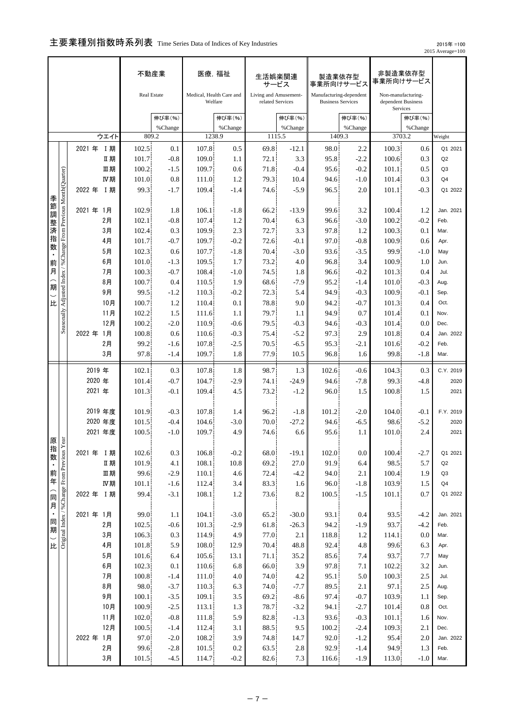# 主要業種別指数時系列表 Time Series Data of Indices of Key Industries

2015年 =100
2015 Average=100

| | | 不動産業 Real Estate | | 医療，福祉 Medical, Health Care and Welfare | | 生活娯楽関連サービス Living and Amusement-related Services | | 製造業依存型事業所向けサービス Manufacturing-dependent Business Services | | 非製造業依存型事業所向けサービス Non-manufacturing-dependent Business Services | | |
|---|---|---|---|---|---|---|---|---|---|---|---|---|
| | | | 伸び率(%) %Change | | 伸び率(%) %Change | | 伸び率(%) %Change | | 伸び率(%) %Change | | 伸び率(%) %Change | |
| | ウエイト | 809.2 | | 1238.9 | | 1115.5 | | 1409.3 | | 3703.2 | | Weight |
| 季節調整済指数・前月(期)比 Seasonally Adjusted Index / %Change From Previous Month(Quarter) | 2021 年 Ⅰ期 | 102.5 | 0.1 | 107.8 | 0.5 | 69.8 | -12.1 | 98.0 | 2.2 | 100.3 | 0.6 | Q1 2021 |
| | Ⅱ期 | 101.7 | -0.8 | 109.0 | 1.1 | 72.1 | 3.3 | 95.8 | -2.2 | 100.6 | 0.3 | Q2 |
| | Ⅲ期 | 100.2 | -1.5 | 109.7 | 0.6 | 71.8 | -0.4 | 95.6 | -0.2 | 101.1 | 0.5 | Q3 |
| | Ⅳ期 | 101.0 | 0.8 | 111.0 | 1.2 | 79.3 | 10.4 | 94.6 | -1.0 | 101.4 | 0.3 | Q4 |
| | 2022 年 Ⅰ期 | 99.3 | -1.7 | 109.4 | -1.4 | 74.6 | -5.9 | 96.5 | 2.0 | 101.1 | -0.3 | Q1 2022 |
| | 2021 年 1月 | 102.9 | 1.8 | 106.1 | -1.8 | 66.2 | -13.9 | 99.6 | 3.2 | 100.4 | 1.2 | Jan. 2021 |
| | 2月 | 102.1 | -0.8 | 107.4 | 1.2 | 70.4 | 6.3 | 96.6 | -3.0 | 100.2 | -0.2 | Feb. |
| | 3月 | 102.4 | 0.3 | 109.9 | 2.3 | 72.7 | 3.3 | 97.8 | 1.2 | 100.3 | 0.1 | Mar. |
| | 4月 | 101.7 | -0.7 | 109.7 | -0.2 | 72.6 | -0.1 | 97.0 | -0.8 | 100.9 | 0.6 | Apr. |
| | 5月 | 102.3 | 0.6 | 107.7 | -1.8 | 70.4 | -3.0 | 93.6 | -3.5 | 99.9 | -1.0 | May |
| | 6月 | 101.0 | -1.3 | 109.5 | 1.7 | 73.2 | 4.0 | 96.8 | 3.4 | 100.9 | 1.0 | Jun. |
| | 7月 | 100.3 | -0.7 | 108.4 | -1.0 | 74.5 | 1.8 | 96.6 | -0.2 | 101.3 | 0.4 | Jul. |
| | 8月 | 100.7 | 0.4 | 110.5 | 1.9 | 68.6 | -7.9 | 95.2 | -1.4 | 101.0 | -0.3 | Aug. |
| | 9月 | 99.5 | -1.2 | 110.3 | -0.2 | 72.3 | 5.4 | 94.9 | -0.3 | 100.9 | -0.1 | Sep. |
| | 10月 | 100.7 | 1.2 | 110.4 | 0.1 | 78.8 | 9.0 | 94.2 | -0.7 | 101.3 | 0.4 | Oct. |
| | 11月 | 102.2 | 1.5 | 111.6 | 1.1 | 79.7 | 1.1 | 94.9 | 0.7 | 101.4 | 0.1 | Nov. |
| | 12月 | 100.2 | -2.0 | 110.9 | -0.6 | 79.5 | -0.3 | 94.6 | -0.3 | 101.4 | 0.0 | Dec. |
| | 2022 年 1月 | 100.8 | 0.6 | 110.6 | -0.3 | 75.4 | -5.2 | 97.3 | 2.9 | 101.8 | 0.4 | Jan. 2022 |
| | 2月 | 99.2 | -1.6 | 107.8 | -2.5 | 70.5 | -6.5 | 95.3 | -2.1 | 101.6 | -0.2 | Feb. |
| | 3月 | 97.8 | -1.4 | 109.7 | 1.8 | 77.9 | 10.5 | 96.8 | 1.6 | 99.8 | -1.8 | Mar. |
| 原指数・前年(同月・同期)比 Original Index / %Change From Previous Year | 2019 年 | 102.1 | 0.3 | 107.8 | 1.8 | 98.7 | 1.3 | 102.6 | -0.6 | 104.3 | 0.3 | C.Y. 2019 |
| | 2020 年 | 101.4 | -0.7 | 104.7 | -2.9 | 74.1 | -24.9 | 94.6 | -7.8 | 99.3 | -4.8 | 2020 |
| | 2021 年 | 101.3 | -0.1 | 109.4 | 4.5 | 73.2 | -1.2 | 96.0 | 1.5 | 100.8 | 1.5 | 2021 |
| | 2019 年度 | 101.9 | -0.3 | 107.8 | 1.4 | 96.2 | -1.8 | 101.2 | -2.0 | 104.0 | -0.1 | F.Y. 2019 |
| | 2020 年度 | 101.5 | -0.4 | 104.6 | -3.0 | 70.0 | -27.2 | 94.6 | -6.5 | 98.6 | -5.2 | 2020 |
| | 2021 年度 | 100.5 | -1.0 | 109.7 | 4.9 | 74.6 | 6.6 | 95.6 | 1.1 | 101.0 | 2.4 | 2021 |
| | 2021 年 Ⅰ期 | 102.6 | 0.3 | 106.8 | -0.2 | 68.0 | -19.1 | 102.0 | 0.0 | 100.4 | -2.7 | Q1 2021 |
| | Ⅱ期 | 101.9 | 4.1 | 108.1 | 10.8 | 69.2 | 27.0 | 91.9 | 6.4 | 98.5 | 5.7 | Q2 |
| | Ⅲ期 | 99.6 | -2.9 | 110.1 | 4.6 | 72.4 | -4.2 | 94.0 | 2.1 | 100.4 | 1.9 | Q3 |
| | Ⅳ期 | 101.1 | -1.6 | 112.4 | 3.4 | 83.3 | 1.6 | 96.0 | -1.8 | 103.9 | 1.5 | Q4 |
| | 2022 年 Ⅰ期 | 99.4 | -3.1 | 108.1 | 1.2 | 73.6 | 8.2 | 100.5 | -1.5 | 101.1 | 0.7 | Q1 2022 |
| | 2021 年 1月 | 99.0 | 1.1 | 104.1 | -3.0 | 65.2 | -30.0 | 93.1 | 0.4 | 93.5 | -4.2 | Jan. 2021 |
| | 2月 | 102.5 | -0.6 | 101.3 | -2.9 | 61.8 | -26.3 | 94.2 | -1.9 | 93.7 | -4.2 | Feb. |
| | 3月 | 106.3 | 0.3 | 114.9 | 4.9 | 77.0 | 2.1 | 118.8 | 1.2 | 114.1 | 0.0 | Mar. |
| | 4月 | 101.8 | 5.9 | 108.0 | 12.9 | 70.4 | 48.8 | 92.4 | 4.8 | 99.6 | 6.3 | Apr. |
| | 5月 | 101.6 | 6.4 | 105.6 | 13.1 | 71.1 | 35.2 | 85.6 | 7.4 | 93.7 | 7.7 | May |
| | 6月 | 102.3 | 0.1 | 110.6 | 6.8 | 66.0 | 3.9 | 97.8 | 7.1 | 102.2 | 3.2 | Jun. |
| | 7月 | 100.8 | -1.4 | 111.0 | 4.0 | 74.0 | 4.2 | 95.1 | 5.0 | 100.3 | 2.5 | Jul. |
| | 8月 | 98.0 | -3.7 | 110.3 | 6.3 | 74.0 | -7.7 | 89.5 | 2.1 | 97.1 | 2.5 | Aug. |
| | 9月 | 100.1 | -3.5 | 109.1 | 3.5 | 69.2 | -8.6 | 97.4 | -0.7 | 103.9 | 1.1 | Sep. |
| | 10月 | 100.9 | -2.5 | 113.1 | 1.3 | 78.7 | -3.2 | 94.1 | -2.7 | 101.4 | 0.8 | Oct. |
| | 11月 | 102.0 | -0.8 | 111.8 | 5.9 | 82.8 | -1.3 | 93.6 | -0.3 | 101.1 | 1.6 | Nov. |
| | 12月 | 100.5 | -1.4 | 112.4 | 3.1 | 88.5 | 9.5 | 100.2 | -2.4 | 109.3 | 2.1 | Dec. |
| | 2022 年 1月 | 97.0 | -2.0 | 108.2 | 3.9 | 74.8 | 14.7 | 92.0 | -1.2 | 95.4 | 2.0 | Jan. 2022 |
| | 2月 | 99.6 | -2.8 | 101.5 | 0.2 | 63.5 | 2.8 | 92.9 | -1.4 | 94.9 | 1.3 | Feb. |
| | 3月 | 101.5 | -4.5 | 114.7 | -0.2 | 82.6 | 7.3 | 116.6 | -1.9 | 113.0 | -1.0 | Mar. |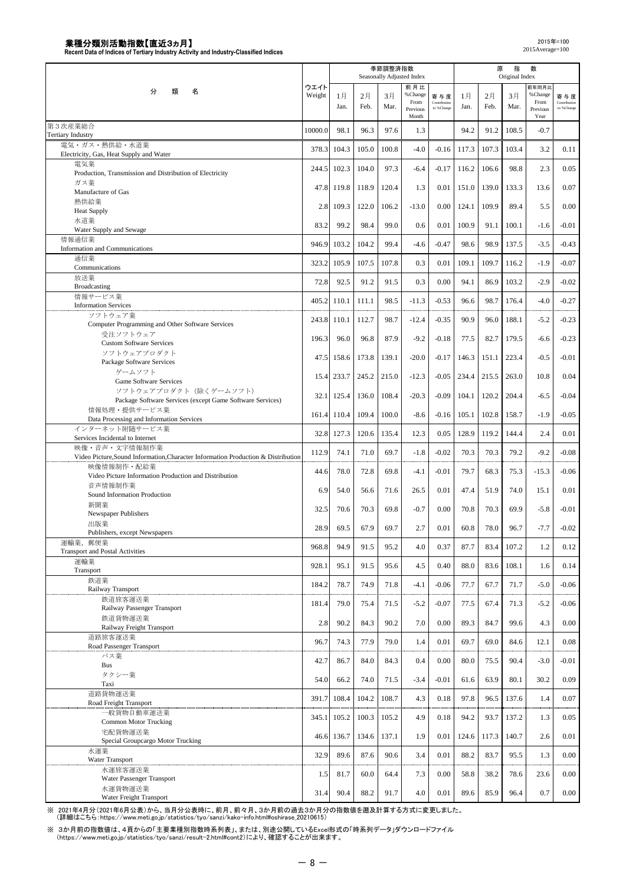# 業種分類別活動指数【直近3ヵ月】

**Recent Data of Indices of Tertiary Industry Activity and Industry-Classified Indices**

2015年=100
2015Average=100

| 分類名 | ウエイト Weight | 季節調整済指数 Seasonally Adjusted Index | | | | | 原指数 Original Index | | | | |
|---|---|---|---|---|---|---|---|---|---|---|---|
| | | 1月 Jan. | 2月 Feb. | 3月 Mar. | 前月比 %Change From Previous Month | 寄与度 Contribution to %Change | 1月 Jan. | 2月 Feb. | 3月 Mar. | 前年同月比 %Change From Previous Year | 寄与度 Contribution to %Change |
| 第3次産業総合 Tertiary Industry | 10000.0 | 98.1 | 96.3 | 97.6 | 1.3 | | 94.2 | 91.2 | 108.5 | -0.7 | |
| 電気・ガス・熱供給・水道業 Electricity, Gas, Heat Supply and Water | 378.3 | 104.3 | 105.0 | 100.8 | -4.0 | -0.16 | 117.3 | 107.3 | 103.4 | 3.2 | 0.11 |
| 電気業 Production, Transmission and Distribution of Electricity | 244.5 | 102.3 | 104.0 | 97.3 | -6.4 | -0.17 | 116.2 | 106.6 | 98.8 | 2.3 | 0.05 |
| ガス業 Manufacture of Gas | 47.8 | 119.8 | 118.9 | 120.4 | 1.3 | 0.01 | 151.0 | 139.0 | 133.3 | 13.6 | 0.07 |
| 熱供給業 Heat Supply | 2.8 | 109.3 | 122.0 | 106.2 | -13.0 | 0.00 | 124.1 | 109.9 | 89.4 | 5.5 | 0.00 |
| 水道業 Water Supply and Sewage | 83.2 | 99.2 | 98.4 | 99.0 | 0.6 | 0.01 | 100.9 | 91.1 | 100.1 | -1.6 | -0.01 |
| 情報通信業 Information and Communications | 946.9 | 103.2 | 104.2 | 99.4 | -4.6 | -0.47 | 98.6 | 98.9 | 137.5 | -3.5 | -0.43 |
| 通信業 Communications | 323.2 | 105.9 | 107.5 | 107.8 | 0.3 | 0.01 | 109.1 | 109.7 | 116.2 | -1.9 | -0.07 |
| 放送業 Broadcasting | 72.8 | 92.5 | 91.2 | 91.5 | 0.3 | 0.00 | 94.1 | 86.9 | 103.2 | -2.9 | -0.02 |
| 情報サービス業 Information Services | 405.2 | 110.1 | 111.1 | 98.5 | -11.3 | -0.53 | 96.6 | 98.7 | 176.4 | -4.0 | -0.27 |
| ソフトウェア業 Computer Programming and Other Software Services | 243.8 | 110.1 | 112.7 | 98.7 | -12.4 | -0.35 | 90.9 | 96.0 | 188.1 | -5.2 | -0.23 |
| 受注ソフトウェア Custom Software Services | 196.3 | 96.0 | 96.8 | 87.9 | -9.2 | -0.18 | 77.5 | 82.7 | 179.5 | -6.6 | -0.23 |
| ソフトウェアプロダクト Package Software Services | 47.5 | 158.6 | 173.8 | 139.1 | -20.0 | -0.17 | 146.3 | 151.1 | 223.4 | -0.5 | -0.01 |
| ゲームソフト Game Software Services | 15.4 | 233.7 | 245.2 | 215.0 | -12.3 | -0.05 | 234.4 | 215.5 | 263.0 | 10.8 | 0.04 |
| ソフトウェアプロダクト（除くゲームソフト） Package Software Services (except Game Software Services) | 32.1 | 125.4 | 136.0 | 108.4 | -20.3 | -0.09 | 104.1 | 120.2 | 204.4 | -6.5 | -0.04 |
| 情報処理・提供サービス業 Data Processing and Information Services | 161.4 | 110.4 | 109.4 | 100.0 | -8.6 | -0.16 | 105.1 | 102.8 | 158.7 | -1.9 | -0.05 |
| インターネット附随サービス業 Services Incidental to Internet | 32.8 | 127.3 | 120.6 | 135.4 | 12.3 | 0.05 | 128.9 | 119.2 | 144.4 | 2.4 | 0.01 |
| 映像・音声・文字情報制作業 Video Picture,Sound Information,Character Information Production & Distribution | 112.9 | 74.1 | 71.0 | 69.7 | -1.8 | -0.02 | 70.3 | 70.3 | 79.2 | -9.2 | -0.08 |
| 映像情報制作・配給業 Video Picture Information Production and Distribution | 44.6 | 78.0 | 72.8 | 69.8 | -4.1 | -0.01 | 79.7 | 68.3 | 75.3 | -15.3 | -0.06 |
| 音声情報制作業 Sound Information Production | 6.9 | 54.0 | 56.6 | 71.6 | 26.5 | 0.01 | 47.4 | 51.9 | 74.0 | 15.1 | 0.01 |
| 新聞業 Newspaper Publishers | 32.5 | 70.6 | 70.3 | 69.8 | -0.7 | 0.00 | 70.8 | 70.3 | 69.9 | -5.8 | -0.01 |
| 出版業 Publishers, except Newspapers | 28.9 | 69.5 | 67.9 | 69.7 | 2.7 | 0.01 | 60.8 | 78.0 | 96.7 | -7.7 | -0.02 |
| 運輸業，郵便業 Transport and Postal Activities | 968.8 | 94.9 | 91.5 | 95.2 | 4.0 | 0.37 | 87.7 | 83.4 | 107.2 | 1.2 | 0.12 |
| 運輸業 Transport | 928.1 | 95.1 | 91.5 | 95.6 | 4.5 | 0.40 | 88.0 | 83.6 | 108.1 | 1.6 | 0.14 |
| 鉄道業 Railway Transport | 184.2 | 78.7 | 74.9 | 71.8 | -4.1 | -0.06 | 77.7 | 67.7 | 71.7 | -5.0 | -0.06 |
| 鉄道旅客運送業 Railway Passenger Transport | 181.4 | 79.0 | 75.4 | 71.5 | -5.2 | -0.07 | 77.5 | 67.4 | 71.3 | -5.2 | -0.06 |
| 鉄道貨物運送業 Railway Freight Transport | 2.8 | 90.2 | 84.3 | 90.2 | 7.0 | 0.00 | 89.3 | 84.7 | 99.6 | 4.3 | 0.00 |
| 道路旅客運送業 Road Passenger Transport | 96.7 | 74.3 | 77.9 | 79.0 | 1.4 | 0.01 | 69.7 | 69.0 | 84.6 | 12.1 | 0.08 |
| バス業 Bus | 42.7 | 86.7 | 84.0 | 84.3 | 0.4 | 0.00 | 80.0 | 75.5 | 90.4 | -3.0 | -0.01 |
| タクシー業 Taxi | 54.0 | 66.2 | 74.0 | 71.5 | -3.4 | -0.01 | 61.6 | 63.9 | 80.1 | 30.2 | 0.09 |
| 道路貨物運送業 Road Freight Transport | 391.7 | 108.4 | 104.2 | 108.7 | 4.3 | 0.18 | 97.8 | 96.5 | 137.6 | 1.4 | 0.07 |
| 一般貨物自動車運送業 Common Motor Trucking | 345.1 | 105.2 | 100.3 | 105.2 | 4.9 | 0.18 | 94.2 | 93.7 | 137.2 | 1.3 | 0.05 |
| 宅配貨物運送業 Special Groupcargo Motor Trucking | 46.6 | 136.7 | 134.6 | 137.1 | 1.9 | 0.01 | 124.6 | 117.3 | 140.7 | 2.6 | 0.01 |
| 水運業 Water Transport | 32.9 | 89.6 | 87.6 | 90.6 | 3.4 | 0.01 | 88.2 | 83.7 | 95.5 | 1.3 | 0.00 |
| 水運旅客運送業 Water Passenger Transport | 1.5 | 81.7 | 60.0 | 64.4 | 7.3 | 0.00 | 58.8 | 38.2 | 78.6 | 23.6 | 0.00 |
| 水運貨物運送業 Water Freight Transport | 31.4 | 90.4 | 88.2 | 91.7 | 4.0 | 0.01 | 89.6 | 85.9 | 96.4 | 0.7 | 0.00 |

※ 2021年4月分(2021年6月公表)から、当月分公表時に、前月、前々月、3か月前の過去3か月分の指数値を遡及計算する方式に変更しました。
（詳細はこちら：https://www.meti.go.jp/statistics/tyo/sanzi/kako-info.html#oshirase_20210615）

※ 3か月前の指数値は、4頁からの「主要業種別指数時系列表」、または、別途公開しているExcel形式の「時系列データ」ダウンロードファイル
（https://www.meti.go.jp/statistics/tyo/sanzi/result-2.html#cont2）により、確認することが出来ます。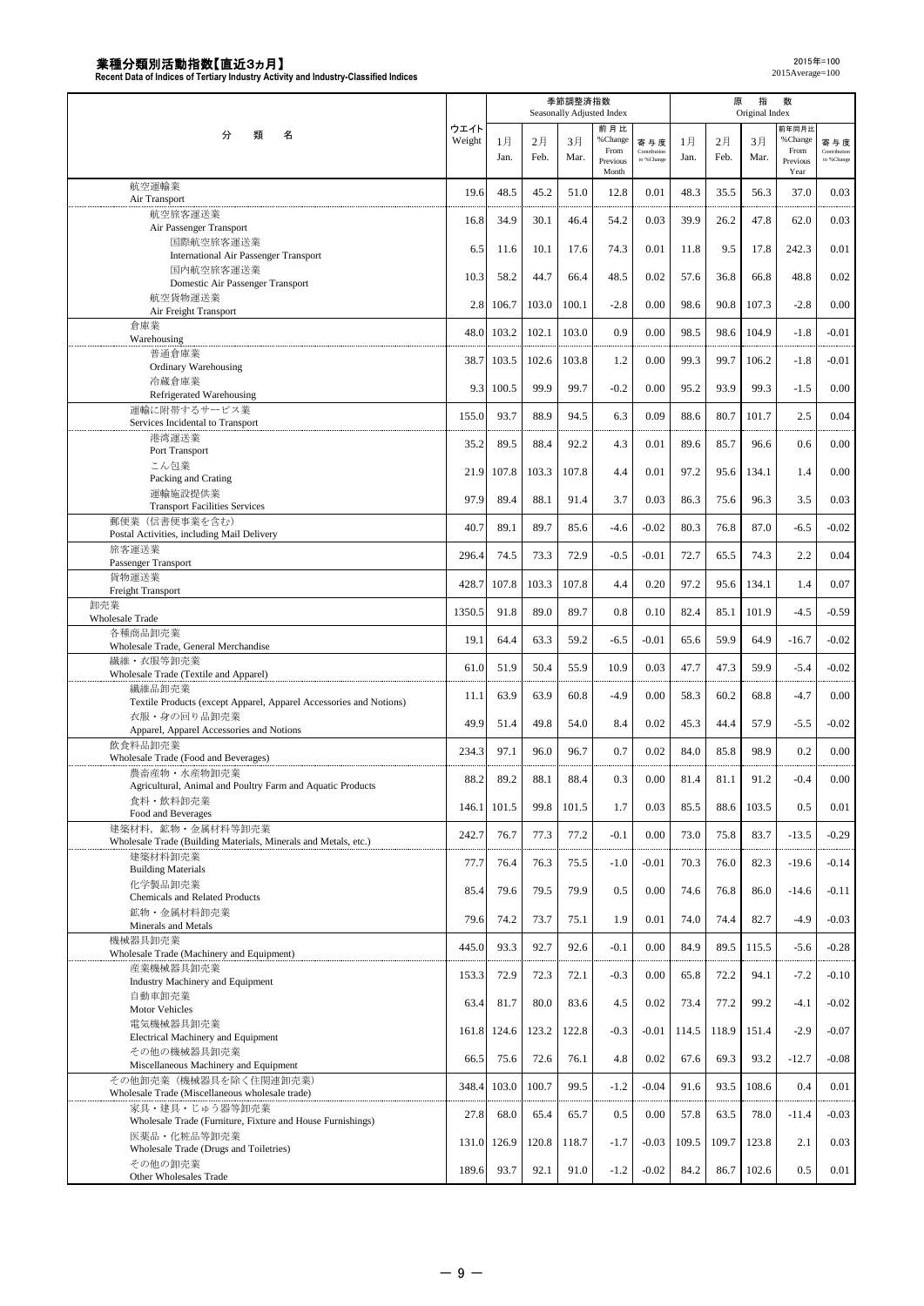# 業種分類別活動指数【直近3ヵ月】

**Recent Data of Indices of Tertiary Industry Activity and Industry-Classified Indices**

2015年=100
2015Average=100

| 分類名 | ウエイト Weight | 季節調整済指数 Seasonally Adjusted Index | | | | | 原指数 Original Index | | | | |
|---|---|---|---|---|---|---|---|---|---|---|---|
| | | 1月 Jan. | 2月 Feb. | 3月 Mar. | 前月比 %Change From Previous Month | 寄与度 Contribution to %Change | 1月 Jan. | 2月 Feb. | 3月 Mar. | 前年同月比 %Change From Previous Year | 寄与度 Contribution to %Change |
| 航空運輸業 Air Transport | 19.6 | 48.5 | 45.2 | 51.0 | 12.8 | 0.01 | 48.3 | 35.5 | 56.3 | 37.0 | 0.03 |
| 航空旅客運送業 Air Passenger Transport | 16.8 | 34.9 | 30.1 | 46.4 | 54.2 | 0.03 | 39.9 | 26.2 | 47.8 | 62.0 | 0.03 |
| 国際航空旅客運送業 International Air Passenger Transport | 6.5 | 11.6 | 10.1 | 17.6 | 74.3 | 0.01 | 11.8 | 9.5 | 17.8 | 242.3 | 0.01 |
| 国内航空旅客運送業 Domestic Air Passenger Transport | 10.3 | 58.2 | 44.7 | 66.4 | 48.5 | 0.02 | 57.6 | 36.8 | 66.8 | 48.8 | 0.02 |
| 航空貨物運送業 Air Freight Transport | 2.8 | 106.7 | 103.0 | 100.1 | -2.8 | 0.00 | 98.6 | 90.8 | 107.3 | -2.8 | 0.00 |
| 倉庫業 Warehousing | 48.0 | 103.2 | 102.1 | 103.0 | 0.9 | 0.00 | 98.5 | 98.6 | 104.9 | -1.8 | -0.01 |
| 普通倉庫業 Ordinary Warehousing | 38.7 | 103.5 | 102.6 | 103.8 | 1.2 | 0.00 | 99.3 | 99.7 | 106.2 | -1.8 | -0.01 |
| 冷蔵倉庫業 Refrigerated Warehousing | 9.3 | 100.5 | 99.9 | 99.7 | -0.2 | 0.00 | 95.2 | 93.9 | 99.3 | -1.5 | 0.00 |
| 運輸に附帯するサービス業 Services Incidental to Transport | 155.0 | 93.7 | 88.9 | 94.5 | 6.3 | 0.09 | 88.6 | 80.7 | 101.7 | 2.5 | 0.04 |
| 港湾運送業 Port Transport | 35.2 | 89.5 | 88.4 | 92.2 | 4.3 | 0.01 | 89.6 | 85.7 | 96.6 | 0.6 | 0.00 |
| こん包業 Packing and Crating | 21.9 | 107.8 | 103.3 | 107.8 | 4.4 | 0.01 | 97.2 | 95.6 | 134.1 | 1.4 | 0.00 |
| 運輸施設提供業 Transport Facilities Services | 97.9 | 89.4 | 88.1 | 91.4 | 3.7 | 0.03 | 86.3 | 75.6 | 96.3 | 3.5 | 0.03 |
| 郵便業（信書便事業を含む） Postal Activities, including Mail Delivery | 40.7 | 89.1 | 89.7 | 85.6 | -4.6 | -0.02 | 80.3 | 76.8 | 87.0 | -6.5 | -0.02 |
| 旅客運送業 Passenger Transport | 296.4 | 74.5 | 73.3 | 72.9 | -0.5 | -0.01 | 72.7 | 65.5 | 74.3 | 2.2 | 0.04 |
| 貨物運送業 Freight Transport | 428.7 | 107.8 | 103.3 | 107.8 | 4.4 | 0.20 | 97.2 | 95.6 | 134.1 | 1.4 | 0.07 |
| 卸売業 Wholesale Trade | 1350.5 | 91.8 | 89.0 | 89.7 | 0.8 | 0.10 | 82.4 | 85.1 | 101.9 | -4.5 | -0.59 |
| 各種商品卸売業 Wholesale Trade, General Merchandise | 19.1 | 64.4 | 63.3 | 59.2 | -6.5 | -0.01 | 65.6 | 59.9 | 64.9 | -16.7 | -0.02 |
| 繊維・衣服等卸売業 Wholesale Trade (Textile and Apparel) | 61.0 | 51.9 | 50.4 | 55.9 | 10.9 | 0.03 | 47.7 | 47.3 | 59.9 | -5.4 | -0.02 |
| 繊維品卸売業 Textile Products (except Apparel, Apparel Accessories and Notions) | 11.1 | 63.9 | 63.9 | 60.8 | -4.9 | 0.00 | 58.3 | 60.2 | 68.8 | -4.7 | 0.00 |
| 衣服・身の回り品卸売業 Apparel, Apparel Accessories and Notions | 49.9 | 51.4 | 49.8 | 54.0 | 8.4 | 0.02 | 45.3 | 44.4 | 57.9 | -5.5 | -0.02 |
| 飲食料品卸売業 Wholesale Trade (Food and Beverages) | 234.3 | 97.1 | 96.0 | 96.7 | 0.7 | 0.02 | 84.0 | 85.8 | 98.9 | 0.2 | 0.00 |
| 農畜産物・水産物卸売業 Agricultural, Animal and Poultry Farm and Aquatic Products | 88.2 | 89.2 | 88.1 | 88.4 | 0.3 | 0.00 | 81.4 | 81.1 | 91.2 | -0.4 | 0.00 |
| 食料・飲料卸売業 Food and Beverages | 146.1 | 101.5 | 99.8 | 101.5 | 1.7 | 0.03 | 85.5 | 88.6 | 103.5 | 0.5 | 0.01 |
| 建築材料，鉱物・金属材料等卸売業 Wholesale Trade (Building Materials, Minerals and Metals, etc.) | 242.7 | 76.7 | 77.3 | 77.2 | -0.1 | 0.00 | 73.0 | 75.8 | 83.7 | -13.5 | -0.29 |
| 建築材料卸売業 Building Materials | 77.7 | 76.4 | 76.3 | 75.5 | -1.0 | -0.01 | 70.3 | 76.0 | 82.3 | -19.6 | -0.14 |
| 化学製品卸売業 Chemicals and Related Products | 85.4 | 79.6 | 79.5 | 79.9 | 0.5 | 0.00 | 74.6 | 76.8 | 86.0 | -14.6 | -0.11 |
| 鉱物・金属材料卸売業 Minerals and Metals | 79.6 | 74.2 | 73.7 | 75.1 | 1.9 | 0.01 | 74.0 | 74.4 | 82.7 | -4.9 | -0.03 |
| 機械器具卸売業 Wholesale Trade (Machinery and Equipment) | 445.0 | 93.3 | 92.7 | 92.6 | -0.1 | 0.00 | 84.9 | 89.5 | 115.5 | -5.6 | -0.28 |
| 産業機械器具卸売業 Industry Machinery and Equipment | 153.3 | 72.9 | 72.3 | 72.1 | -0.3 | 0.00 | 65.8 | 72.2 | 94.1 | -7.2 | -0.10 |
| 自動車卸売業 Motor Vehicles | 63.4 | 81.7 | 80.0 | 83.6 | 4.5 | 0.02 | 73.4 | 77.2 | 99.2 | -4.1 | -0.02 |
| 電気機械器具卸売業 Electrical Machinery and Equipment | 161.8 | 124.6 | 123.2 | 122.8 | -0.3 | -0.01 | 114.5 | 118.9 | 151.4 | -2.9 | -0.07 |
| その他の機械器具卸売業 Miscellaneous Machinery and Equipment | 66.5 | 75.6 | 72.6 | 76.1 | 4.8 | 0.02 | 67.6 | 69.3 | 93.2 | -12.7 | -0.08 |
| その他卸売業（機械器具を除く住関連卸売業） Wholesale Trade (Miscellaneous wholesale trade) | 348.4 | 103.0 | 100.7 | 99.5 | -1.2 | -0.04 | 91.6 | 93.5 | 108.6 | 0.4 | 0.01 |
| 家具・建具・じゅう器等卸売業 Wholesale Trade (Furniture, Fixture and House Furnishings) | 27.8 | 68.0 | 65.4 | 65.7 | 0.5 | 0.00 | 57.8 | 63.5 | 78.0 | -11.4 | -0.03 |
| 医薬品・化粧品等卸売業 Wholesale Trade (Drugs and Toiletries) | 131.0 | 126.9 | 120.8 | 118.7 | -1.7 | -0.03 | 109.5 | 109.7 | 123.8 | 2.1 | 0.03 |
| その他の卸売業 Other Wholesales Trade | 189.6 | 93.7 | 92.1 | 91.0 | -1.2 | -0.02 | 84.2 | 86.7 | 102.6 | 0.5 | 0.01 |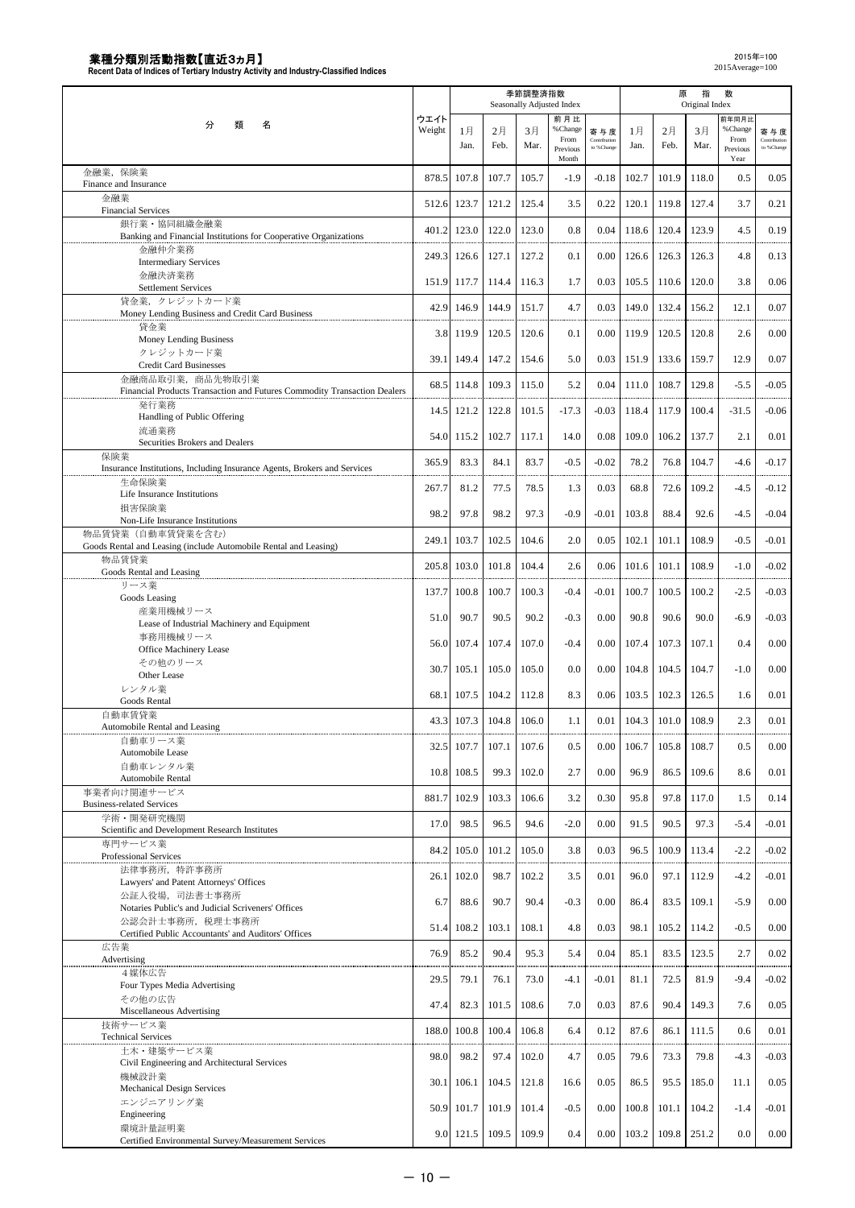# 業種分類別活動指数【直近3ヵ月】

**Recent Data of Indices of Tertiary Industry Activity and Industry-Classified Indices**

2015年=100
2015Average=100

| 分類名 | ウエイト Weight | 季節調整済指数 Seasonally Adjusted Index | | | | | 原指数 Original Index | | | | |
|---|---|---|---|---|---|---|---|---|---|---|---|
| | | 1月 Jan. | 2月 Feb. | 3月 Mar. | 前月比 %Change From Previous Month | 寄与度 Contribution to %Change | 1月 Jan. | 2月 Feb. | 3月 Mar. | 前年同月比 %Change From Previous Year | 寄与度 Contribution to %Change |
| 金融業，保険業 Finance and Insurance | 878.5 | 107.8 | 107.7 | 105.7 | -1.9 | -0.18 | 102.7 | 101.9 | 118.0 | 0.5 | 0.05 |
| 金融業 Financial Services | 512.6 | 123.7 | 121.2 | 125.4 | 3.5 | 0.22 | 120.1 | 119.8 | 127.4 | 3.7 | 0.21 |
| 銀行業・協同組織金融業 Banking and Financial Institutions for Cooperative Organizations | 401.2 | 123.0 | 122.0 | 123.0 | 0.8 | 0.04 | 118.6 | 120.4 | 123.9 | 4.5 | 0.19 |
| 金融仲介業務 Intermediary Services | 249.3 | 126.6 | 127.1 | 127.2 | 0.1 | 0.00 | 126.6 | 126.3 | 126.3 | 4.8 | 0.13 |
| 金融決済業務 Settlement Services | 151.9 | 117.7 | 114.4 | 116.3 | 1.7 | 0.03 | 105.5 | 110.6 | 120.0 | 3.8 | 0.06 |
| 貸金業，クレジットカード業 Money Lending Business and Credit Card Business | 42.9 | 146.9 | 144.9 | 151.7 | 4.7 | 0.03 | 149.0 | 132.4 | 156.2 | 12.1 | 0.07 |
| 貸金業 Money Lending Business | 3.8 | 119.9 | 120.5 | 120.6 | 0.1 | 0.00 | 119.9 | 120.5 | 120.8 | 2.6 | 0.00 |
| クレジットカード業 Credit Card Businesses | 39.1 | 149.4 | 147.2 | 154.6 | 5.0 | 0.03 | 151.9 | 133.6 | 159.7 | 12.9 | 0.07 |
| 金融商品取引業，商品先物取引業 Financial Products Transaction and Futures Commodity Transaction Dealers | 68.5 | 114.8 | 109.3 | 115.0 | 5.2 | 0.04 | 111.0 | 108.7 | 129.8 | -5.5 | -0.05 |
| 発行業務 Handling of Public Offering | 14.5 | 121.2 | 122.8 | 101.5 | -17.3 | -0.03 | 118.4 | 117.9 | 100.4 | -31.5 | -0.06 |
| 流通業務 Securities Brokers and Dealers | 54.0 | 115.2 | 102.7 | 117.1 | 14.0 | 0.08 | 109.0 | 106.2 | 137.7 | 2.1 | 0.01 |
| 保険業 Insurance Institutions, Including Insurance Agents, Brokers and Services | 365.9 | 83.3 | 84.1 | 83.7 | -0.5 | -0.02 | 78.2 | 76.8 | 104.7 | -4.6 | -0.17 |
| 生命保険業 Life Insurance Institutions | 267.7 | 81.2 | 77.5 | 78.5 | 1.3 | 0.03 | 68.8 | 72.6 | 109.2 | -4.5 | -0.12 |
| 損害保険業 Non-Life Insurance Institutions | 98.2 | 97.8 | 98.2 | 97.3 | -0.9 | -0.01 | 103.8 | 88.4 | 92.6 | -4.5 | -0.04 |
| 物品賃貸業（自動車賃貸業を含む） Goods Rental and Leasing (include Automobile Rental and Leasing) | 249.1 | 103.7 | 102.5 | 104.6 | 2.0 | 0.05 | 102.1 | 101.1 | 108.9 | -0.5 | -0.01 |
| 物品賃貸業 Goods Rental and Leasing | 205.8 | 103.0 | 101.8 | 104.4 | 2.6 | 0.06 | 101.6 | 101.1 | 108.9 | -1.0 | -0.02 |
| リース業 Goods Leasing | 137.7 | 100.8 | 100.7 | 100.3 | -0.4 | -0.01 | 100.7 | 100.5 | 100.2 | -2.5 | -0.03 |
| 産業用機械リース Lease of Industrial Machinery and Equipment | 51.0 | 90.7 | 90.5 | 90.2 | -0.3 | 0.00 | 90.8 | 90.6 | 90.0 | -6.9 | -0.03 |
| 事務用機械リース Office Machinery Lease | 56.0 | 107.4 | 107.4 | 107.0 | -0.4 | 0.00 | 107.4 | 107.3 | 107.1 | 0.4 | 0.00 |
| その他のリース Other Lease | 30.7 | 105.1 | 105.0 | 105.0 | 0.0 | 0.00 | 104.8 | 104.5 | 104.7 | -1.0 | 0.00 |
| レンタル業 Goods Rental | 68.1 | 107.5 | 104.2 | 112.8 | 8.3 | 0.06 | 103.5 | 102.3 | 126.5 | 1.6 | 0.01 |
| 自動車賃貸業 Automobile Rental and Leasing | 43.3 | 107.3 | 104.8 | 106.0 | 1.1 | 0.01 | 104.3 | 101.0 | 108.9 | 2.3 | 0.01 |
| 自動車リース業 Automobile Lease | 32.5 | 107.7 | 107.1 | 107.6 | 0.5 | 0.00 | 106.7 | 105.8 | 108.7 | 0.5 | 0.00 |
| 自動車レンタル業 Automobile Rental | 10.8 | 108.5 | 99.3 | 102.0 | 2.7 | 0.00 | 96.9 | 86.5 | 109.6 | 8.6 | 0.01 |
| 事業者向け関連サービス Business-related Services | 881.7 | 102.9 | 103.3 | 106.6 | 3.2 | 0.30 | 95.8 | 97.8 | 117.0 | 1.5 | 0.14 |
| 学術・開発研究機関 Scientific and Development Research Institutes | 17.0 | 98.5 | 96.5 | 94.6 | -2.0 | 0.00 | 91.5 | 90.5 | 97.3 | -5.4 | -0.01 |
| 専門サービス業 Professional Services | 84.2 | 105.0 | 101.2 | 105.0 | 3.8 | 0.03 | 96.5 | 100.9 | 113.4 | -2.2 | -0.02 |
| 法律事務所，特許事務所 Lawyers' and Patent Attorneys' Offices | 26.1 | 102.0 | 98.7 | 102.2 | 3.5 | 0.01 | 96.0 | 97.1 | 112.9 | -4.2 | -0.01 |
| 公証人役場，司法書士事務所 Notaries Public's and Judicial Scriveners' Offices | 6.7 | 88.6 | 90.7 | 90.4 | -0.3 | 0.00 | 86.4 | 83.5 | 109.1 | -5.9 | 0.00 |
| 公認会計士事務所，税理士事務所 Certified Public Accountants' and Auditors' Offices | 51.4 | 108.2 | 103.1 | 108.1 | 4.8 | 0.03 | 98.1 | 105.2 | 114.2 | -0.5 | 0.00 |
| 広告業 Advertising | 76.9 | 85.2 | 90.4 | 95.3 | 5.4 | 0.04 | 85.1 | 83.5 | 123.5 | 2.7 | 0.02 |
| ４媒体広告 Four Types Media Advertising | 29.5 | 79.1 | 76.1 | 73.0 | -4.1 | -0.01 | 81.1 | 72.5 | 81.9 | -9.4 | -0.02 |
| その他の広告 Miscellaneous Advertising | 47.4 | 82.3 | 101.5 | 108.6 | 7.0 | 0.03 | 87.6 | 90.4 | 149.3 | 7.6 | 0.05 |
| 技術サービス業 Technical Services | 188.0 | 100.8 | 100.4 | 106.8 | 6.4 | 0.12 | 87.6 | 86.1 | 111.5 | 0.6 | 0.01 |
| 土木・建築サービス業 Civil Engineering and Architectural Services | 98.0 | 98.2 | 97.4 | 102.0 | 4.7 | 0.05 | 79.6 | 73.3 | 79.8 | -4.3 | -0.03 |
| 機械設計業 Mechanical Design Services | 30.1 | 106.1 | 104.5 | 121.8 | 16.6 | 0.05 | 86.5 | 95.5 | 185.0 | 11.1 | 0.05 |
| エンジニアリング業 Engineering | 50.9 | 101.7 | 101.9 | 101.4 | -0.5 | 0.00 | 100.8 | 101.1 | 104.2 | -1.4 | -0.01 |
| 環境計量証明業 Certified Environmental Survey/Measurement Services | 9.0 | 121.5 | 109.5 | 109.9 | 0.4 | 0.00 | 103.2 | 109.8 | 251.2 | 0.0 | 0.00 |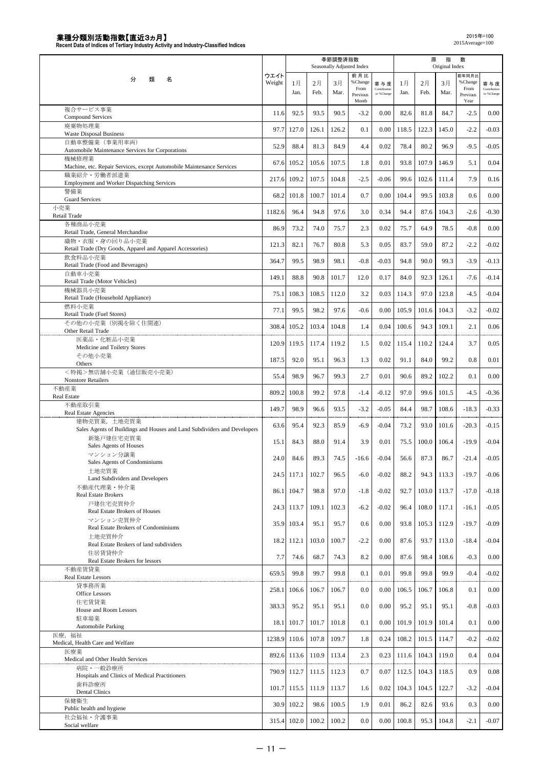# 業種分類別活動指数【直近3ヵ月】

**Recent Data of Indices of Tertiary Industry Activity and Industry-Classified Indices**

2015年=100
2015Average=100

| 分　類　名 | ウエイト Weight | 季節調整済指数 Seasonally Adjusted Index | | | | | 原指数 Original Index | | | | |
|---|---|---|---|---|---|---|---|---|---|---|---|
| | | 1月 Jan. | 2月 Feb. | 3月 Mar. | 前月比 %Change From Previous Month | 寄与度 Contribution to %Change | 1月 Jan. | 2月 Feb. | 3月 Mar. | 前年同月比 %Change From Previous Year | 寄与度 Contribution to %Change |
| 複合サービス事業 Compound Services | 11.6 | 92.5 | 93.5 | 90.5 | -3.2 | 0.00 | 82.6 | 81.8 | 84.7 | -2.5 | 0.00 |
| 廃棄物処理業 Waste Disposal Business | 97.7 | 127.0 | 126.1 | 126.2 | 0.1 | 0.00 | 118.5 | 122.3 | 145.0 | -2.2 | -0.03 |
| 自動車整備業（事業用車両） Automobile Maintenance Services for Corporations | 52.9 | 88.4 | 81.3 | 84.9 | 4.4 | 0.02 | 78.4 | 80.2 | 96.9 | -9.5 | -0.05 |
| 機械修理業 Machine, etc. Repair Services, except Automobile Maintenance Services | 67.6 | 105.2 | 105.6 | 107.5 | 1.8 | 0.01 | 93.8 | 107.9 | 146.9 | 5.1 | 0.04 |
| 職業紹介・労働者派遣業 Employment and Worker Dispatching Services | 217.6 | 109.2 | 107.5 | 104.8 | -2.5 | -0.06 | 99.6 | 102.6 | 111.4 | 7.9 | 0.16 |
| 警備業 Guard Services | 68.2 | 101.8 | 100.7 | 101.4 | 0.7 | 0.00 | 104.4 | 99.5 | 103.8 | 0.6 | 0.00 |
| 小売業 Retail Trade | 1182.6 | 96.4 | 94.8 | 97.6 | 3.0 | 0.34 | 94.4 | 87.6 | 104.3 | -2.6 | -0.30 |
| 各種商品小売業 Retail Trade, General Merchandise | 86.9 | 73.2 | 74.0 | 75.7 | 2.3 | 0.02 | 75.7 | 64.9 | 78.5 | -0.8 | 0.00 |
| 織物・衣服・身の回り品小売業 Retail Trade (Dry Goods, Apparel and Apparel Accessories) | 121.3 | 82.1 | 76.7 | 80.8 | 5.3 | 0.05 | 83.7 | 59.0 | 87.2 | -2.2 | -0.02 |
| 飲食料品小売業 Retail Trade (Food and Beverages) | 364.7 | 99.5 | 98.9 | 98.1 | -0.8 | -0.03 | 94.8 | 90.0 | 99.3 | -3.9 | -0.13 |
| 自動車小売業 Retail Trade (Motor Vehicles) | 149.1 | 88.8 | 90.8 | 101.7 | 12.0 | 0.17 | 84.0 | 92.3 | 126.1 | -7.6 | -0.14 |
| 機械器具小売業 Retail Trade (Household Appliance) | 75.1 | 108.3 | 108.5 | 112.0 | 3.2 | 0.03 | 114.3 | 97.0 | 123.8 | -4.5 | -0.04 |
| 燃料小売業 Retail Trade (Fuel Stores) | 77.1 | 99.5 | 98.2 | 97.6 | -0.6 | 0.00 | 105.9 | 101.6 | 104.3 | -3.2 | -0.02 |
| その他の小売業（別掲を除く住関連） Other Retail Trade | 308.4 | 105.2 | 103.4 | 104.8 | 1.4 | 0.04 | 100.6 | 94.3 | 109.1 | 2.1 | 0.06 |
| 医薬品・化粧品小売業 Medicine and Toiletry Stores | 120.9 | 119.5 | 117.4 | 119.2 | 1.5 | 0.02 | 115.4 | 110.2 | 124.4 | 3.7 | 0.05 |
| その他小売業 Others | 187.5 | 92.0 | 95.1 | 96.3 | 1.3 | 0.02 | 91.1 | 84.0 | 99.2 | 0.8 | 0.01 |
| ＜特掲＞無店舗小売業（通信販売小売業） Nonstore Retailers | 55.4 | 98.9 | 96.7 | 99.3 | 2.7 | 0.01 | 90.6 | 89.2 | 102.2 | 0.1 | 0.00 |
| 不動産業 Real Estate | 809.2 | 100.8 | 99.2 | 97.8 | -1.4 | -0.12 | 97.0 | 99.6 | 101.5 | -4.5 | -0.36 |
| 不動産取引業 Real Estate Agencies | 149.7 | 98.9 | 96.6 | 93.5 | -3.2 | -0.05 | 84.4 | 98.7 | 108.6 | -18.3 | -0.33 |
| 建物売買業，土地売買業 Sales Agents of Buildings and Houses and Land Subdividers and Developers | 63.6 | 95.4 | 92.3 | 85.9 | -6.9 | -0.04 | 73.2 | 93.0 | 101.6 | -20.3 | -0.15 |
| 新築戸建住宅売買業 Sales Agents of Houses | 15.1 | 84.3 | 88.0 | 91.4 | 3.9 | 0.01 | 75.5 | 100.0 | 106.4 | -19.9 | -0.04 |
| マンション分譲業 Sales Agents of Condominiums | 24.0 | 84.6 | 89.3 | 74.5 | -16.6 | -0.04 | 56.6 | 87.3 | 86.7 | -21.4 | -0.05 |
| 土地売買業 Land Subdividers and Developers | 24.5 | 117.1 | 102.7 | 96.5 | -6.0 | -0.02 | 88.2 | 94.3 | 113.3 | -19.7 | -0.06 |
| 不動産代理業・仲介業 Real Estate Brokers | 86.1 | 104.7 | 98.8 | 97.0 | -1.8 | -0.02 | 92.7 | 103.0 | 113.7 | -17.0 | -0.18 |
| 戸建住宅売買仲介 Real Estate Brokers of Houses | 24.3 | 113.7 | 109.1 | 102.3 | -6.2 | -0.02 | 96.4 | 108.0 | 117.1 | -16.1 | -0.05 |
| マンション売買仲介 Real Estate Brokers of Condominiums | 35.9 | 103.4 | 95.1 | 95.7 | 0.6 | 0.00 | 93.8 | 105.3 | 112.9 | -19.7 | -0.09 |
| 土地売買仲介 Real Estate Brokers of land subdividers | 18.2 | 112.1 | 103.0 | 100.7 | -2.2 | 0.00 | 87.6 | 93.7 | 113.0 | -18.4 | -0.04 |
| 住居賃貸仲介 Real Estate Brokers for lessors | 7.7 | 74.6 | 68.7 | 74.3 | 8.2 | 0.00 | 87.6 | 98.4 | 108.6 | -0.3 | 0.00 |
| 不動産賃貸業 Real Estate Lessors | 659.5 | 99.8 | 99.7 | 99.8 | 0.1 | 0.01 | 99.8 | 99.8 | 99.9 | -0.4 | -0.02 |
| 貸事務所業 Office Lessors | 258.1 | 106.6 | 106.7 | 106.7 | 0.0 | 0.00 | 106.5 | 106.7 | 106.8 | 0.1 | 0.00 |
| 住宅賃貸業 House and Room Lessors | 383.3 | 95.2 | 95.1 | 95.1 | 0.0 | 0.00 | 95.2 | 95.1 | 95.1 | -0.8 | -0.03 |
| 駐車場業 Automobile Parking | 18.1 | 101.7 | 101.7 | 101.8 | 0.1 | 0.00 | 101.9 | 101.9 | 101.4 | 0.1 | 0.00 |
| 医療，福祉 Medical, Health Care and Welfare | 1238.9 | 110.6 | 107.8 | 109.7 | 1.8 | 0.24 | 108.2 | 101.5 | 114.7 | -0.2 | -0.02 |
| 医療業 Medical and Other Health Services | 892.6 | 113.6 | 110.9 | 113.4 | 2.3 | 0.23 | 111.6 | 104.3 | 119.0 | 0.4 | 0.04 |
| 病院・一般診療所 Hospitals and Clinics of Medical Practitioners | 790.9 | 112.7 | 111.5 | 112.3 | 0.7 | 0.07 | 112.5 | 104.3 | 118.5 | 0.9 | 0.08 |
| 歯科診療所 Dental Clinics | 101.7 | 115.5 | 111.9 | 113.7 | 1.6 | 0.02 | 104.3 | 104.5 | 122.7 | -3.2 | -0.04 |
| 保健衛生 Public health and hygiene | 30.9 | 102.2 | 98.6 | 100.5 | 1.9 | 0.01 | 86.2 | 82.6 | 93.6 | 0.3 | 0.00 |
| 社会福祉・介護事業 Social welfare | 315.4 | 102.0 | 100.2 | 100.2 | 0.0 | 0.00 | 100.8 | 95.3 | 104.8 | -2.1 | -0.07 |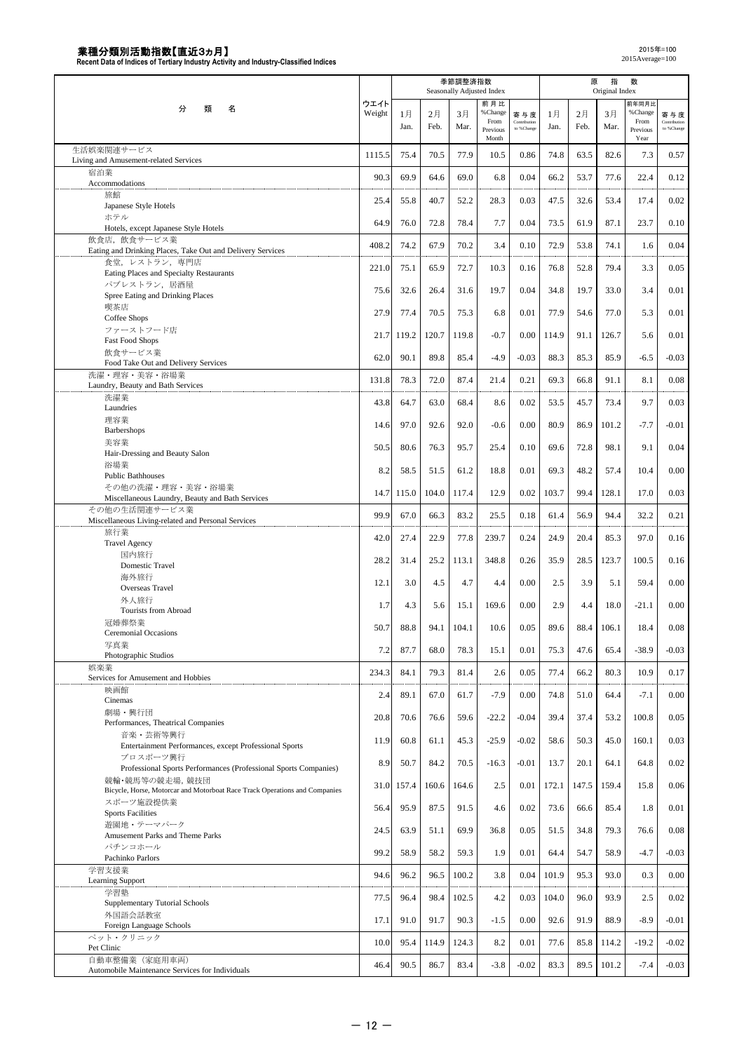# 業種分類別活動指数【直近3ヵ月】

**Recent Data of Indices of Tertiary Industry Activity and Industry-Classified Indices**

2015年=100
2015Average=100

| 分類名 | ウエイト Weight | 季節調整済指数 Seasonally Adjusted Index | | | | | 原指数 Original Index | | | | |
|---|---|---|---|---|---|---|---|---|---|---|---|
| | | 1月 Jan. | 2月 Feb. | 3月 Mar. | 前月比 %Change From Previous Month | 寄与度 Contribution to %Change | 1月 Jan. | 2月 Feb. | 3月 Mar. | 前年同月比 %Change From Previous Year | 寄与度 Contribution to %Change |
| 生活娯楽関連サービス Living and Amusement-related Services | 1115.5 | 75.4 | 70.5 | 77.9 | 10.5 | 0.86 | 74.8 | 63.5 | 82.6 | 7.3 | 0.57 |
| 宿泊業 Accommodations | 90.3 | 69.9 | 64.6 | 69.0 | 6.8 | 0.04 | 66.2 | 53.7 | 77.6 | 22.4 | 0.12 |
| 旅館 Japanese Style Hotels | 25.4 | 55.8 | 40.7 | 52.2 | 28.3 | 0.03 | 47.5 | 32.6 | 53.4 | 17.4 | 0.02 |
| ホテル Hotels, except Japanese Style Hotels | 64.9 | 76.0 | 72.8 | 78.4 | 7.7 | 0.04 | 73.5 | 61.9 | 87.1 | 23.7 | 0.10 |
| 飲食店，飲食サービス業 Eating and Drinking Places, Take Out and Delivery Services | 408.2 | 74.2 | 67.9 | 70.2 | 3.4 | 0.10 | 72.9 | 53.8 | 74.1 | 1.6 | 0.04 |
| 食堂，レストラン，専門店 Eating Places and Specialty Restaurants | 221.0 | 75.1 | 65.9 | 72.7 | 10.3 | 0.16 | 76.8 | 52.8 | 79.4 | 3.3 | 0.05 |
| パブレストラン，居酒屋 Spree Eating and Drinking Places | 75.6 | 32.6 | 26.4 | 31.6 | 19.7 | 0.04 | 34.8 | 19.7 | 33.0 | 3.4 | 0.01 |
| 喫茶店 Coffee Shops | 27.9 | 77.4 | 70.5 | 75.3 | 6.8 | 0.01 | 77.9 | 54.6 | 77.0 | 5.3 | 0.01 |
| ファーストフード店 Fast Food Shops | 21.7 | 119.2 | 120.7 | 119.8 | -0.7 | 0.00 | 114.9 | 91.1 | 126.7 | 5.6 | 0.01 |
| 飲食サービス業 Food Take Out and Delivery Services | 62.0 | 90.1 | 89.8 | 85.4 | -4.9 | -0.03 | 88.3 | 85.3 | 85.9 | -6.5 | -0.03 |
| 洗濯・理容・美容・浴場業 Laundry, Beauty and Bath Services | 131.8 | 78.3 | 72.0 | 87.4 | 21.4 | 0.21 | 69.3 | 66.8 | 91.1 | 8.1 | 0.08 |
| 洗濯業 Laundries | 43.8 | 64.7 | 63.0 | 68.4 | 8.6 | 0.02 | 53.5 | 45.7 | 73.4 | 9.7 | 0.03 |
| 理容業 Barbershops | 14.6 | 97.0 | 92.6 | 92.0 | -0.6 | 0.00 | 80.9 | 86.9 | 101.2 | -7.7 | -0.01 |
| 美容業 Hair-Dressing and Beauty Salon | 50.5 | 80.6 | 76.3 | 95.7 | 25.4 | 0.10 | 69.6 | 72.8 | 98.1 | 9.1 | 0.04 |
| 浴場業 Public Bathhouses | 8.2 | 58.5 | 51.5 | 61.2 | 18.8 | 0.01 | 69.3 | 48.2 | 57.4 | 10.4 | 0.00 |
| その他の洗濯・理容・美容・浴場業 Miscellaneous Laundry, Beauty and Bath Services | 14.7 | 115.0 | 104.0 | 117.4 | 12.9 | 0.02 | 103.7 | 99.4 | 128.1 | 17.0 | 0.03 |
| その他の生活関連サービス業 Miscellaneous Living-related and Personal Services | 99.9 | 67.0 | 66.3 | 83.2 | 25.5 | 0.18 | 61.4 | 56.9 | 94.4 | 32.2 | 0.21 |
| 旅行業 Travel Agency | 42.0 | 27.4 | 22.9 | 77.8 | 239.7 | 0.24 | 24.9 | 20.4 | 85.3 | 97.0 | 0.16 |
| 国内旅行 Domestic Travel | 28.2 | 31.4 | 25.2 | 113.1 | 348.8 | 0.26 | 35.9 | 28.5 | 123.7 | 100.5 | 0.16 |
| 海外旅行 Overseas Travel | 12.1 | 3.0 | 4.5 | 4.7 | 4.4 | 0.00 | 2.5 | 3.9 | 5.1 | 59.4 | 0.00 |
| 外人旅行 Tourists from Abroad | 1.7 | 4.3 | 5.6 | 15.1 | 169.6 | 0.00 | 2.9 | 4.4 | 18.0 | -21.1 | 0.00 |
| 冠婚葬祭業 Ceremonial Occasions | 50.7 | 88.8 | 94.1 | 104.1 | 10.6 | 0.05 | 89.6 | 88.4 | 106.1 | 18.4 | 0.08 |
| 写真業 Photographic Studios | 7.2 | 87.7 | 68.0 | 78.3 | 15.1 | 0.01 | 75.3 | 47.6 | 65.4 | -38.9 | -0.03 |
| 娯楽業 Services for Amusement and Hobbies | 234.3 | 84.1 | 79.3 | 81.4 | 2.6 | 0.05 | 77.4 | 66.2 | 80.3 | 10.9 | 0.17 |
| 映画館 Cinemas | 2.4 | 89.1 | 67.0 | 61.7 | -7.9 | 0.00 | 74.8 | 51.0 | 64.4 | -7.1 | 0.00 |
| 劇場・興行団 Performances, Theatrical Companies | 20.8 | 70.6 | 76.6 | 59.6 | -22.2 | -0.04 | 39.4 | 37.4 | 53.2 | 100.8 | 0.05 |
| 音楽・芸術等興行 Entertainment Performances, except Professional Sports | 11.9 | 60.8 | 61.1 | 45.3 | -25.9 | -0.02 | 58.6 | 50.3 | 45.0 | 160.1 | 0.03 |
| プロスポーツ興行 Professional Sports Performances (Professional Sports Companies) | 8.9 | 50.7 | 84.2 | 70.5 | -16.3 | -0.01 | 13.7 | 20.1 | 64.1 | 64.8 | 0.02 |
| 競輪・競馬等の競走場，競技団 Bicycle, Horse, Motorcar and Motorboat Race Track Operations and Companies | 31.0 | 157.4 | 160.6 | 164.6 | 2.5 | 0.01 | 172.1 | 147.5 | 159.4 | 15.8 | 0.06 |
| スポーツ施設提供業 Sports Facilities | 56.4 | 95.9 | 87.5 | 91.5 | 4.6 | 0.02 | 73.6 | 66.6 | 85.4 | 1.8 | 0.01 |
| 遊園地・テーマパーク Amusement Parks and Theme Parks | 24.5 | 63.9 | 51.1 | 69.9 | 36.8 | 0.05 | 51.5 | 34.8 | 79.3 | 76.6 | 0.08 |
| パチンコホール Pachinko Parlors | 99.2 | 58.9 | 58.2 | 59.3 | 1.9 | 0.01 | 64.4 | 54.7 | 58.9 | -4.7 | -0.03 |
| 学習支援業 Learning Support | 94.6 | 96.2 | 96.5 | 100.2 | 3.8 | 0.04 | 101.9 | 95.3 | 93.0 | 0.3 | 0.00 |
| 学習塾 Supplementary Tutorial Schools | 77.5 | 96.4 | 98.4 | 102.5 | 4.2 | 0.03 | 104.0 | 96.0 | 93.9 | 2.5 | 0.02 |
| 外国語会話教室 Foreign Language Schools | 17.1 | 91.0 | 91.7 | 90.3 | -1.5 | 0.00 | 92.6 | 91.9 | 88.9 | -8.9 | -0.01 |
| ペット・クリニック Pet Clinic | 10.0 | 95.4 | 114.9 | 124.3 | 8.2 | 0.01 | 77.6 | 85.8 | 114.2 | -19.2 | -0.02 |
| 自動車整備業（家庭用車両） Automobile Maintenance Services for Individuals | 46.4 | 90.5 | 86.7 | 83.4 | -3.8 | -0.02 | 83.3 | 89.5 | 101.2 | -7.4 | -0.03 |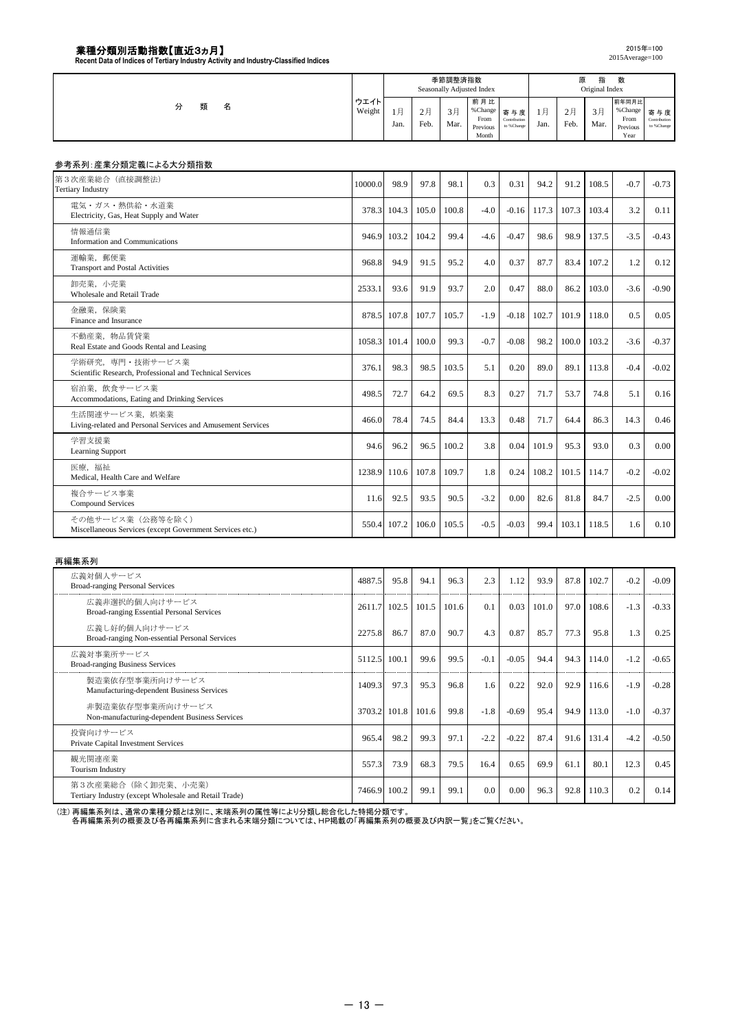# 業種分類別活動指数【直近3ヵ月】

**Recent Data of Indices of Tertiary Industry Activity and Industry-Classified Indices**

2015年=100
2015Average=100

## 参考系列：産業分類定義による大分類指数

| 分類名 | ウエイト Weight | 季節調整済指数 Seasonally Adjusted Index 1月 Jan. | 2月 Feb. | 3月 Mar. | 前月比 %Change From Previous Month | 寄与度 Contribution to %Change | 原指数 Original Index 1月 Jan. | 2月 Feb. | 3月 Mar. | 前年同月比 %Change From Previous Year | 寄与度 Contribution to %Change |
|---|---|---|---|---|---|---|---|---|---|---|---|
| 第３次産業総合（直接調整法） Tertiary Industry | 10000.0 | 98.9 | 97.8 | 98.1 | 0.3 | 0.31 | 94.2 | 91.2 | 108.5 | -0.7 | -0.73 |
| 電気・ガス・熱供給・水道業 Electricity, Gas, Heat Supply and Water | 378.3 | 104.3 | 105.0 | 100.8 | -4.0 | -0.16 | 117.3 | 107.3 | 103.4 | 3.2 | 0.11 |
| 情報通信業 Information and Communications | 946.9 | 103.2 | 104.2 | 99.4 | -4.6 | -0.47 | 98.6 | 98.9 | 137.5 | -3.5 | -0.43 |
| 運輸業，郵便業 Transport and Postal Activities | 968.8 | 94.9 | 91.5 | 95.2 | 4.0 | 0.37 | 87.7 | 83.4 | 107.2 | 1.2 | 0.12 |
| 卸売業，小売業 Wholesale and Retail Trade | 2533.1 | 93.6 | 91.9 | 93.7 | 2.0 | 0.47 | 88.0 | 86.2 | 103.0 | -3.6 | -0.90 |
| 金融業，保険業 Finance and Insurance | 878.5 | 107.8 | 107.7 | 105.7 | -1.9 | -0.18 | 102.7 | 101.9 | 118.0 | 0.5 | 0.05 |
| 不動産業，物品賃貸業 Real Estate and Goods Rental and Leasing | 1058.3 | 101.4 | 100.0 | 99.3 | -0.7 | -0.08 | 98.2 | 100.0 | 103.2 | -3.6 | -0.37 |
| 学術研究，専門・技術サービス業 Scientific Research, Professional and Technical Services | 376.1 | 98.3 | 98.5 | 103.5 | 5.1 | 0.20 | 89.0 | 89.1 | 113.8 | -0.4 | -0.02 |
| 宿泊業，飲食サービス業 Accommodations, Eating and Drinking Services | 498.5 | 72.7 | 64.2 | 69.5 | 8.3 | 0.27 | 71.7 | 53.7 | 74.8 | 5.1 | 0.16 |
| 生活関連サービス業，娯楽業 Living-related and Personal Services and Amusement Services | 466.0 | 78.4 | 74.5 | 84.4 | 13.3 | 0.48 | 71.7 | 64.4 | 86.3 | 14.3 | 0.46 |
| 学習支援業 Learning Support | 94.6 | 96.2 | 96.5 | 100.2 | 3.8 | 0.04 | 101.9 | 95.3 | 93.0 | 0.3 | 0.00 |
| 医療，福祉 Medical, Health Care and Welfare | 1238.9 | 110.6 | 107.8 | 109.7 | 1.8 | 0.24 | 108.2 | 101.5 | 114.7 | -0.2 | -0.02 |
| 複合サービス事業 Compound Services | 11.6 | 92.5 | 93.5 | 90.5 | -3.2 | 0.00 | 82.6 | 81.8 | 84.7 | -2.5 | 0.00 |
| その他サービス業（公務等を除く） Miscellaneous Services (except Government Services etc.) | 550.4 | 107.2 | 106.0 | 105.5 | -0.5 | -0.03 | 99.4 | 103.1 | 118.5 | 1.6 | 0.10 |

## 再編集系列

| 分類名 | ウエイト Weight | 季節調整済指数 Seasonally Adjusted Index 1月 Jan. | 2月 Feb. | 3月 Mar. | 前月比 %Change From Previous Month | 寄与度 Contribution to %Change | 原指数 Original Index 1月 Jan. | 2月 Feb. | 3月 Mar. | 前年同月比 %Change From Previous Year | 寄与度 Contribution to %Change |
|---|---|---|---|---|---|---|---|---|---|---|---|
| 広義対個人サービス Broad-ranging Personal Services | 4887.5 | 95.8 | 94.1 | 96.3 | 2.3 | 1.12 | 93.9 | 87.8 | 102.7 | -0.2 | -0.09 |
| 広義非選択的個人向けサービス Broad-ranging Essential Personal Services | 2611.7 | 102.5 | 101.5 | 101.6 | 0.1 | 0.03 | 101.0 | 97.0 | 108.6 | -1.3 | -0.33 |
| 広義し好的個人向けサービス Broad-ranging Non-essential Personal Services | 2275.8 | 86.7 | 87.0 | 90.7 | 4.3 | 0.87 | 85.7 | 77.3 | 95.8 | 1.3 | 0.25 |
| 広義対事業所サービス Broad-ranging Business Services | 5112.5 | 100.1 | 99.6 | 99.5 | -0.1 | -0.05 | 94.4 | 94.3 | 114.0 | -1.2 | -0.65 |
| 製造業依存型事業所向けサービス Manufacturing-dependent Business Services | 1409.3 | 97.3 | 95.3 | 96.8 | 1.6 | 0.22 | 92.0 | 92.9 | 116.6 | -1.9 | -0.28 |
| 非製造業依存型事業所向けサービス Non-manufacturing-dependent Business Services | 3703.2 | 101.8 | 101.6 | 99.8 | -1.8 | -0.69 | 95.4 | 94.9 | 113.0 | -1.0 | -0.37 |
| 投資向けサービス Private Capital Investment Services | 965.4 | 98.2 | 99.3 | 97.1 | -2.2 | -0.22 | 87.4 | 91.6 | 131.4 | -4.2 | -0.50 |
| 観光関連産業 Tourism Industry | 557.3 | 73.9 | 68.3 | 79.5 | 16.4 | 0.65 | 69.9 | 61.1 | 80.1 | 12.3 | 0.45 |
| 第３次産業総合（除く卸売業、小売業） Tertiary Industry (except Wholesale and Retail Trade) | 7466.9 | 100.2 | 99.1 | 99.1 | 0.0 | 0.00 | 96.3 | 92.8 | 110.3 | 0.2 | 0.14 |

（注）再編集系列は、通常の業種分類とは別に、末端系列の属性等により分類し総合化した特掲分類です。
各再編集系列の概要及び各再編集系列に含まれる末端分類については、HP掲載の「再編集系列の概要及び内訳一覧」をご覧ください。